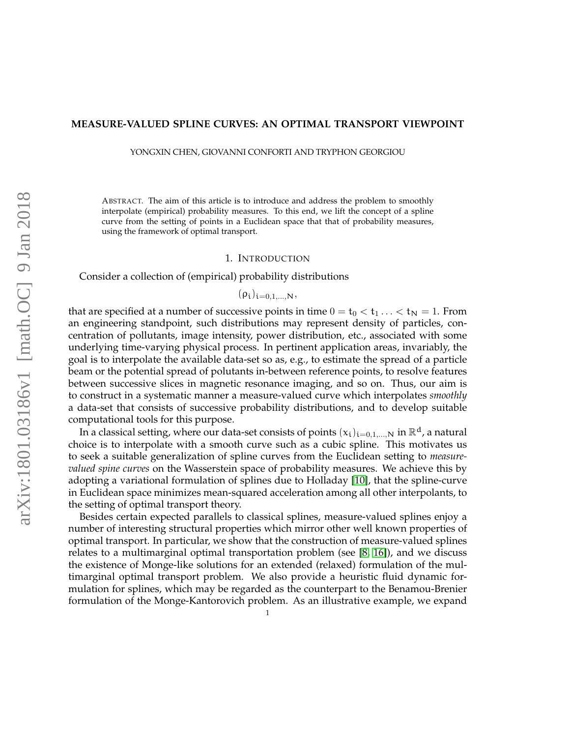# MEASURE-VALUED SPLINE CURVES: AN OPTIMAL TRANSPORT VIEWPOINT

YONGXIN CHEN, GIOVANNI CONFORTI AND TRYPHON GEORGIOU

ABSTRACT. The aim of this article is to introduce and address the problem to smoothly interpolate (empirical) probability measures. To this end, we lift the concept of a spline curve from the setting of points in a Euclidean space that that of probability measures, using the framework of optimal transport.

## 1. INTRODUCTION

Consider a collection of (empirical) probability distributions

$$(\rho_i)_{i=0,1,\dots,N},$$

that are specified at a number of successive points in time $0 = t_0 < t_1 \dots < t_N = 1$. From an engineering standpoint, such distributions may represent density of particles, concentration of pollutants, image intensity, power distribution, etc., associated with some underlying time-varying physical process. In pertinent application areas, invariably, the goal is to interpolate the available data-set so as, e.g., to estimate the spread of a particle beam or the potential spread of polutants in-between reference points, to resolve features between successive slices in magnetic resonance imaging, and so on. Thus, our aim is to construct in a systematic manner a measure-valued curve which interpolates *smoothly* a data-set that consists of successive probability distributions, and to develop suitable computational tools for this purpose.

In a classical setting, where our data-set consists of points $(x_i)_{i=0,1,\dots,N}$ in $\mathbb{R}^d$, a natural choice is to interpolate with a smooth curve such as a cubic spline. This motivates us to seek a suitable generalization of spline curves from the Euclidean setting to *measure-valued spine curves* on the Wasserstein space of probability measures. We achieve this by adopting a variational formulation of splines due to Holladay [10], that the spline-curve in Euclidean space minimizes mean-squared acceleration among all other interpolants, to the setting of optimal transport theory.

Besides certain expected parallels to classical splines, measure-valued splines enjoy a number of interesting structural properties which mirror other well known properties of optimal transport. In particular, we show that the construction of measure-valued splines relates to a multimarginal optimal transportation problem (see [8, 16]), and we discuss the existence of Monge-like solutions for an extended (relaxed) formulation of the multimarginal optimal transport problem. We also provide a heuristic fluid dynamic formulation for splines, which may be regarded as the counterpart to the Benamou-Brenier formulation of the Monge-Kantorovich problem. As an illustrative example, we expand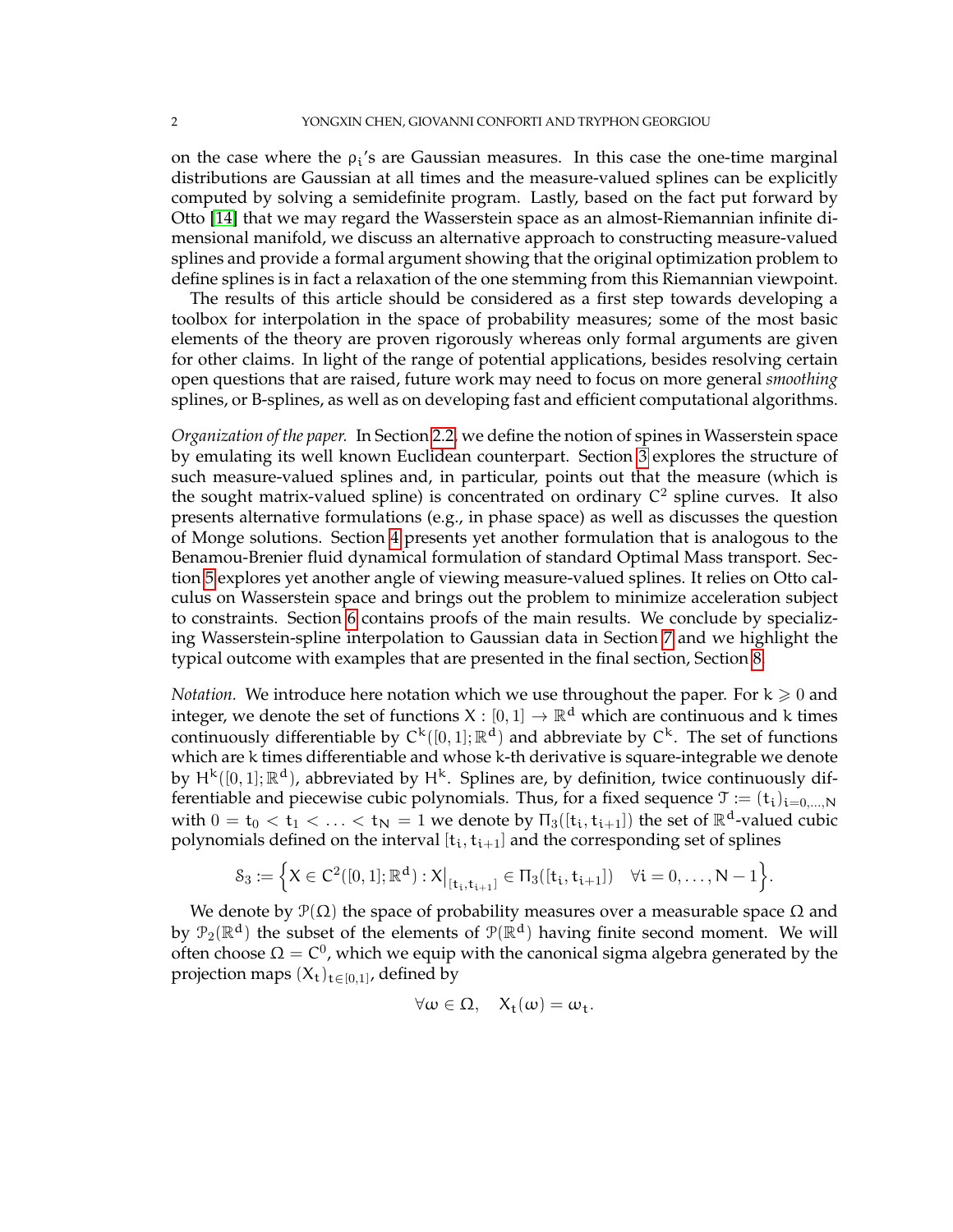on the case where the $\rho_i$'s are Gaussian measures. In this case the one-time marginal distributions are Gaussian at all times and the measure-valued splines can be explicitly computed by solving a semidefinite program. Lastly, based on the fact put forward by Otto [14] that we may regard the Wasserstein space as an almost-Riemannian infinite dimensional manifold, we discuss an alternative approach to constructing measure-valued splines and provide a formal argument showing that the original optimization problem to define splines is in fact a relaxation of the one stemming from this Riemannian viewpoint.

The results of this article should be considered as a first step towards developing a toolbox for interpolation in the space of probability measures; some of the most basic elements of the theory are proven rigorously whereas only formal arguments are given for other claims. In light of the range of potential applications, besides resolving certain open questions that are raised, future work may need to focus on more general *smoothing* splines, or B-splines, as well as on developing fast and efficient computational algorithms.

*Organization of the paper.* In Section 2.2, we define the notion of spines in Wasserstein space by emulating its well known Euclidean counterpart. Section 3 explores the structure of such measure-valued splines and, in particular, points out that the measure (which is the sought matrix-valued spline) is concentrated on ordinary $C^2$ spline curves. It also presents alternative formulations (e.g., in phase space) as well as discusses the question of Monge solutions. Section 4 presents yet another formulation that is analogous to the Benamou-Brenier fluid dynamical formulation of standard Optimal Mass transport. Section 5 explores yet another angle of viewing measure-valued splines. It relies on Otto calculus on Wasserstein space and brings out the problem to minimize acceleration subject to constraints. Section 6 contains proofs of the main results. We conclude by specializing Wasserstein-spline interpolation to Gaussian data in Section 7 and we highlight the typical outcome with examples that are presented in the final section, Section 8.

*Notation.* We introduce here notation which we use throughout the paper. For $k \geqslant 0$ and integer, we denote the set of functions $X : [0,1] \to \mathbb{R}^d$ which are continuous and $k$ times continuously differentiable by $C^k([0,1];\mathbb{R}^d)$ and abbreviate by $C^k$. The set of functions which are $k$ times differentiable and whose $k$-th derivative is square-integrable we denote by $H^k([0,1];\mathbb{R}^d)$, abbreviated by $H^k$. Splines are, by definition, twice continuously differentiable and piecewise cubic polynomials. Thus, for a fixed sequence $\mathcal{T} := (t_i)_{i=0,\dots,N}$ with $0 = t_0 < t_1 < \ldots < t_N = 1$ we denote by $\Pi_3([t_i, t_{i+1}])$ the set of $\mathbb{R}^d$-valued cubic polynomials defined on the interval $[t_i, t_{i+1}]$ and the corresponding set of splines

$$\mathcal{S}_3 := \Big\{ X \in C^2([0,1];\mathbb{R}^d) : X\big|_{[t_i,t_{i+1}]} \in \Pi_3([t_i, t_{i+1}]) \quad \forall i = 0, \dots, N-1 \Big\}.$$

We denote by $\mathcal{P}(\Omega)$ the space of probability measures over a measurable space $\Omega$ and by $\mathcal{P}_2(\mathbb{R}^d)$ the subset of the elements of $\mathcal{P}(\mathbb{R}^d)$ having finite second moment. We will often choose $\Omega = C^0$, which we equip with the canonical sigma algebra generated by the projection maps $(X_t)_{t\in[0,1]}$, defined by

$$\forall \omega \in \Omega, \quad X_t(\omega) = \omega_t.$$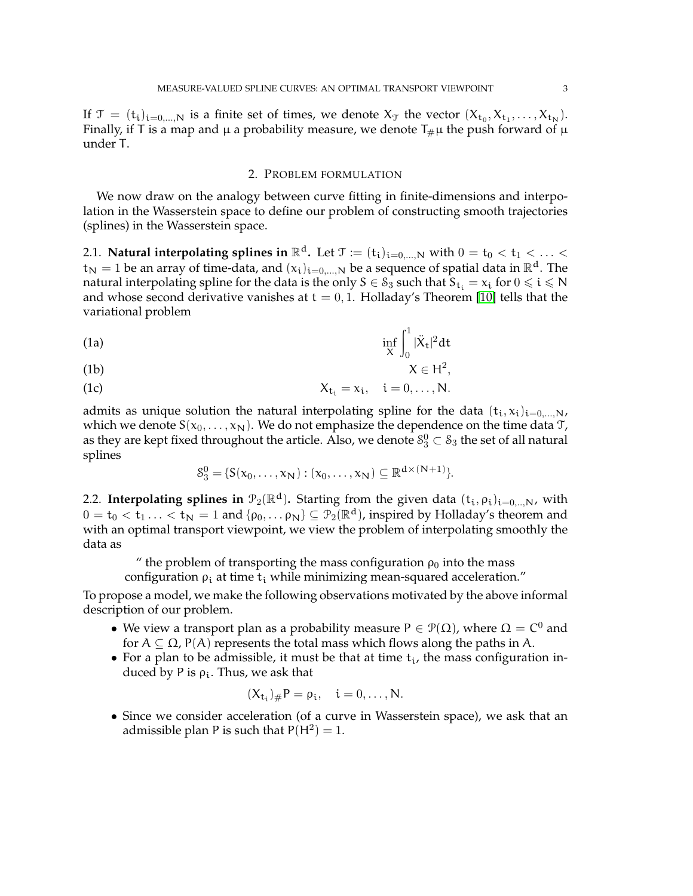If $\mathcal{T} = (t_i)_{i=0,\dots,N}$ is a finite set of times, we denote $X_{\mathcal{T}}$ the vector $(X_{t_0}, X_{t_1}, \dots, X_{t_N})$. Finally, if $T$ is a map and $\mu$ a probability measure, we denote $T_{\#}\mu$ the push forward of $\mu$ under $T$.

## 2. Problem formulation

We now draw on the analogy between curve fitting in finite-dimensions and interpolation in the Wasserstein space to define our problem of constructing smooth trajectories (splines) in the Wasserstein space.

**2.1. Natural interpolating splines in $\mathbb{R}^d$.** Let $\mathcal{T} := (t_i)_{i=0,\dots,N}$ with $0 = t_0 < t_1 < \dots < t_N = 1$ be an array of time-data, and $(x_i)_{i=0,\dots,N}$ be a sequence of spatial data in $\mathbb{R}^d$. The natural interpolating spline for the data is the only $S \in \mathcal{S}_3$ such that $S_{t_i} = x_i$ for $0 \leqslant i \leqslant N$ and whose second derivative vanishes at $t = 0, 1$. Holladay's Theorem [10] tells that the variational problem

$$\inf_X \int_0^1 |\ddot{X}_t|^2 dt \tag{1a}$$

$$X \in H^2, \tag{1b}$$

$$X_{t_i} = x_i, \quad i = 0, \dots, N. \tag{1c}$$

admits as unique solution the natural interpolating spline for the data $(t_i, x_i)_{i=0,\dots,N}$, which we denote $S(x_0, \dots, x_N)$. We do not emphasize the dependence on the time data $\mathcal{T}$, as they are kept fixed throughout the article. Also, we denote $\mathcal{S}_3^0 \subset \mathcal{S}_3$ the set of all natural splines

$$\mathcal{S}_3^0 = \{S(x_0, \dots, x_N) : (x_0, \dots, x_N) \subseteq \mathbb{R}^{d \times (N+1)}\}.$$

**2.2. Interpolating splines in $\mathcal{P}_2(\mathbb{R}^d)$.** Starting from the given data $(t_i, \rho_i)_{i=0,..,N}$, with $0 = t_0 < t_1 \dots < t_N = 1$ and $\{\rho_0, \dots \rho_N\} \subseteq \mathcal{P}_2(\mathbb{R}^d)$, inspired by Holladay's theorem and with an optimal transport viewpoint, we view the problem of interpolating smoothly the data as

> " the problem of transporting the mass configuration $\rho_0$ into the mass configuration $\rho_i$ at time $t_i$ while minimizing mean-squared acceleration."

To propose a model, we make the following observations motivated by the above informal description of our problem.

- We view a transport plan as a probability measure $P \in \mathcal{P}(\Omega)$, where $\Omega = C^0$ and for $A \subseteq \Omega$, $P(A)$ represents the total mass which flows along the paths in $A$.
- For a plan to be admissible, it must be that at time $t_i$, the mass configuration induced by $P$ is $\rho_i$. Thus, we ask that

$$(X_{t_i})_{\#}P = \rho_i, \quad i = 0, \dots, N.$$

- Since we consider acceleration (of a curve in Wasserstein space), we ask that an admissible plan $P$ is such that $P(H^2) = 1$.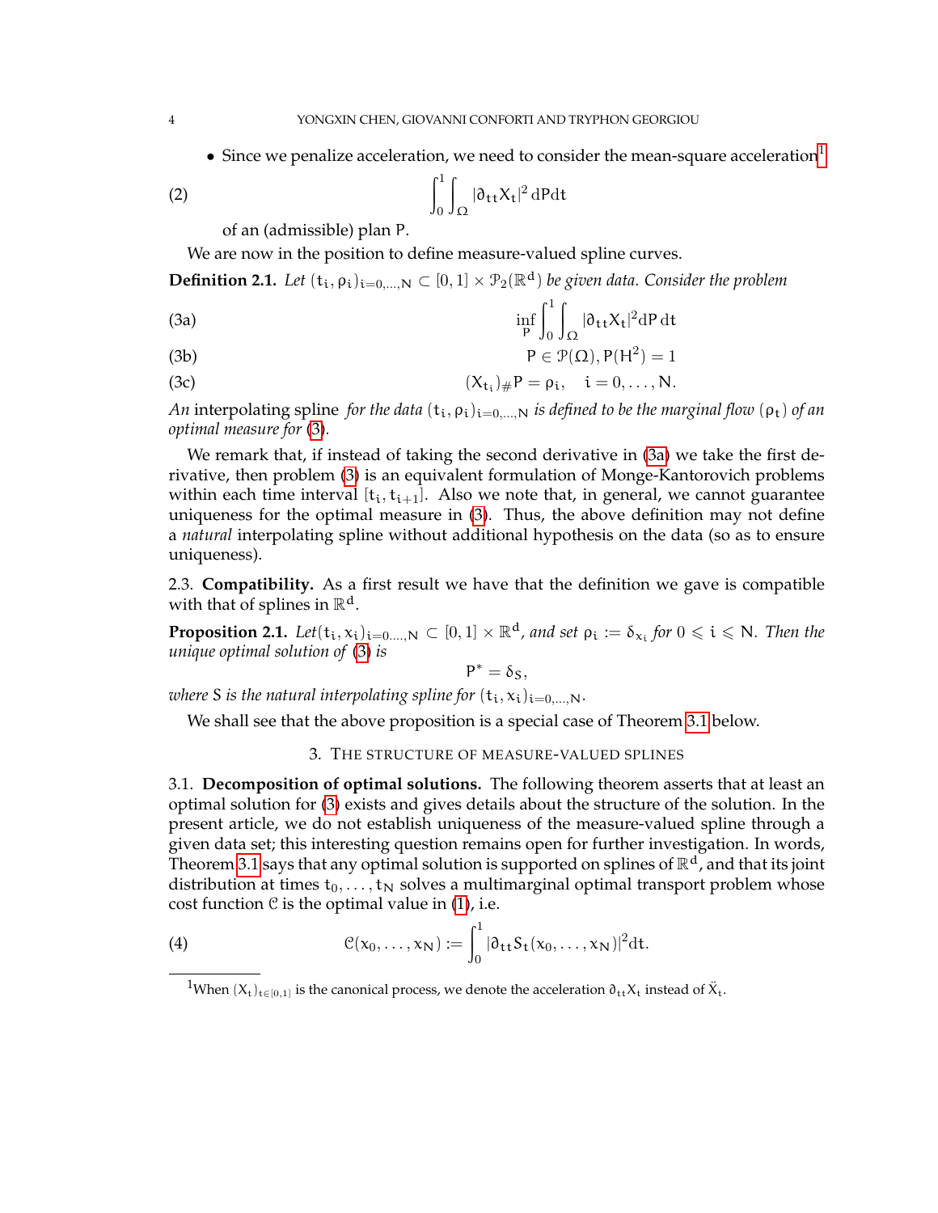- Since we penalize acceleration, we need to consider the mean-square acceleration[1]

$$\int_0^1 \int_\Omega |\partial_{tt} X_t|^2 \, dP dt \tag{2}$$

of an (admissible) plan P.

We are now in the position to define measure-valued spline curves.

**Definition 2.1.** *Let* $(t_i, \rho_i)_{i=0,\ldots,N} \subset [0,1] \times \mathcal{P}_2(\mathbb{R}^d)$ *be given data. Consider the problem*

$$\inf_P \int_0^1 \int_\Omega |\partial_{tt} X_t|^2 dP \, dt \tag{3a}$$

$$P \in \mathcal{P}(\Omega), P(H^2) = 1 \tag{3b}$$

$$(X_{t_i})_\# P = \rho_i, \quad i = 0, \ldots, N. \tag{3c}$$

*An* interpolating spline *for the data* $(t_i, \rho_i)_{i=0,\ldots,N}$ *is defined to be the marginal flow* $(\rho_t)$ *of an optimal measure for* (3).

We remark that, if instead of taking the second derivative in (3a) we take the first derivative, then problem (3) is an equivalent formulation of Monge-Kantorovich problems within each time interval $[t_i, t_{i+1}]$. Also we note that, in general, we cannot guarantee uniqueness for the optimal measure in (3). Thus, the above definition may not define a *natural* interpolating spline without additional hypothesis on the data (so as to ensure uniqueness).

2.3. **Compatibility.** As a first result we have that the definition we gave is compatible with that of splines in $\mathbb{R}^d$.

**Proposition 2.1.** *Let* $(t_i, x_i)_{i=0\ldots,N} \subset [0,1] \times \mathbb{R}^d$, *and set* $\rho_i := \delta_{x_i}$ *for* $0 \leqslant i \leqslant N$. *Then the unique optimal solution of* (3) *is*

$$P^* = \delta_S,$$

*where* S *is the natural interpolating spline for* $(t_i, x_i)_{i=0,\ldots,N}$.

We shall see that the above proposition is a special case of Theorem 3.1 below.

## 3. The structure of measure-valued splines

3.1. **Decomposition of optimal solutions.** The following theorem asserts that at least an optimal solution for (3) exists and gives details about the structure of the solution. In the present article, we do not establish uniqueness of the measure-valued spline through a given data set; this interesting question remains open for further investigation. In words, Theorem 3.1 says that any optimal solution is supported on splines of $\mathbb{R}^d$, and that its joint distribution at times $t_0, \ldots, t_N$ solves a multimarginal optimal transport problem whose cost function $\mathcal{C}$ is the optimal value in (1), i.e.

$$\mathcal{C}(x_0, \ldots, x_N) := \int_0^1 |\partial_{tt} S_t(x_0, \ldots, x_N)|^2 dt. \tag{4}$$

[1] When $(X_t)_{t\in[0,1]}$ is the canonical process, we denote the acceleration $\partial_{tt} X_t$ instead of $\ddot{X}_t$.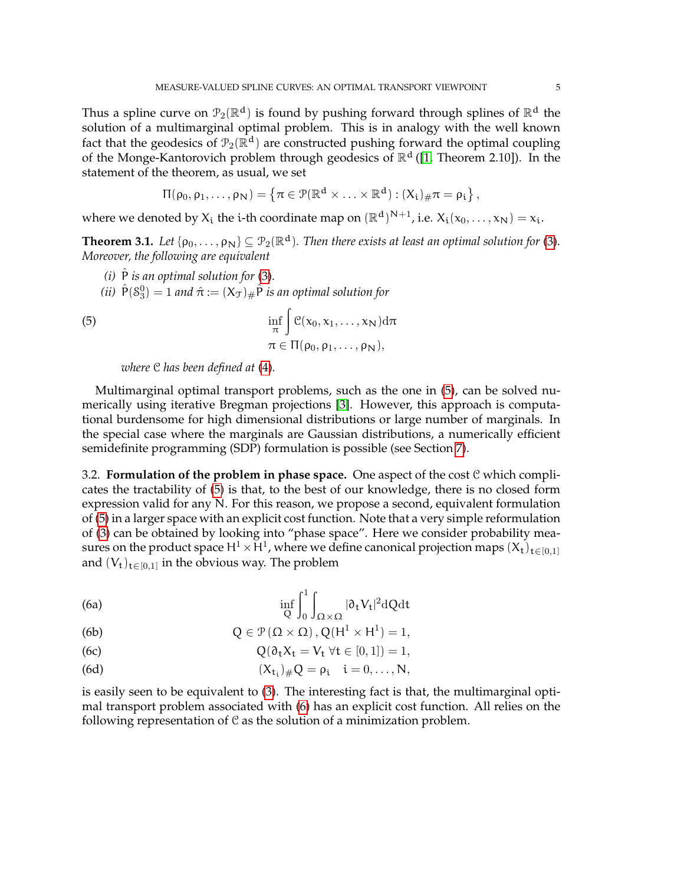Thus a spline curve on $\mathcal{P}_2(\mathbb{R}^d)$ is found by pushing forward through splines of $\mathbb{R}^d$ the solution of a multimarginal optimal problem. This is in analogy with the well known fact that the geodesics of $\mathcal{P}_2(\mathbb{R}^d)$ are constructed pushing forward the optimal coupling of the Monge-Kantorovich problem through geodesics of $\mathbb{R}^d$ ([1, Theorem 2.10]). In the statement of the theorem, as usual, we set

$$\Pi(\rho_0, \rho_1, \ldots, \rho_N) = \left\{\pi \in \mathcal{P}(\mathbb{R}^d \times \ldots \times \mathbb{R}^d) : (X_i)_{\#}\pi = \rho_i\right\},$$

where we denoted by $X_i$ the i-th coordinate map on $(\mathbb{R}^d)^{N+1}$, i.e. $X_i(x_0, \ldots, x_N) = x_i$.

**Theorem 3.1.** *Let $\{\rho_0, \ldots, \rho_N\} \subseteq \mathcal{P}_2(\mathbb{R}^d)$. Then there exists at least an optimal solution for (3). Moreover, the following are equivalent*

*(i) $\hat{P}$ is an optimal solution for (3).*

*(ii) $\hat{P}(\mathcal{S}^0_3) = 1$ and $\hat{\pi} := (X_{\mathcal{T}})_{\#}\hat{P}$ is an optimal solution for*

$$\inf_{\pi} \int \mathcal{C}(x_0, x_1, \ldots, x_N) d\pi \qquad (5)$$
$$\pi \in \Pi(\rho_0, \rho_1, \ldots, \rho_N),$$

*where $\mathcal{C}$ has been defined at (4).*

Multimarginal optimal transport problems, such as the one in (5), can be solved numerically using iterative Bregman projections [3]. However, this approach is computational burdensome for high dimensional distributions or large number of marginals. In the special case where the marginals are Gaussian distributions, a numerically efficient semidefinite programming (SDP) formulation is possible (see Section 7).

3.2. **Formulation of the problem in phase space.** One aspect of the cost $\mathcal{C}$ which complicates the tractability of (5) is that, to the best of our knowledge, there is no closed form expression valid for any N. For this reason, we propose a second, equivalent formulation of (5) in a larger space with an explicit cost function. Note that a very simple reformulation of (3) can be obtained by looking into "phase space". Here we consider probability measures on the product space $H^1 \times H^1$, where we define canonical projection maps $(X_t)_{t\in[0,1]}$ and $(V_t)_{t\in[0,1]}$ in the obvious way. The problem

$$\inf_{Q} \int_0^1 \int_{\Omega\times\Omega} |\partial_t V_t|^2 dQ dt \qquad (6a)$$

$$Q \in \mathcal{P}(\Omega \times \Omega), Q(H^1 \times H^1) = 1, \qquad (6b)$$

$$Q(\partial_t X_t = V_t \ \forall t \in [0,1]) = 1, \qquad (6c)$$

$$(X_{t_i})_{\#}Q = \rho_i \quad i = 0, \ldots, N, \qquad (6d)$$

is easily seen to be equivalent to (3). The interesting fact is that, the multimarginal optimal transport problem associated with (6) has an explicit cost function. All relies on the following representation of $\mathcal{C}$ as the solution of a minimization problem.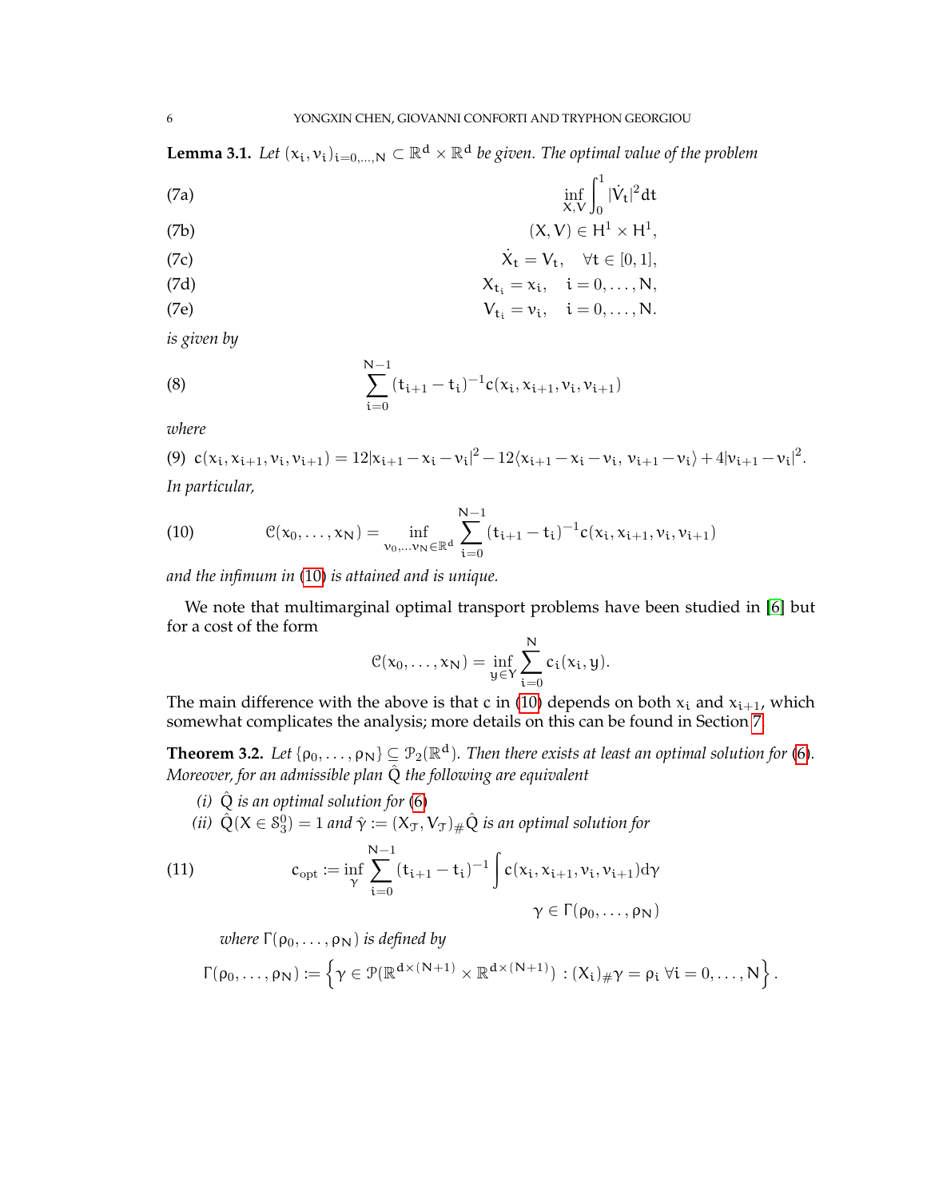**Lemma 3.1.** *Let $(x_i, v_i)_{i=0,\dots,N} \subset \mathbb{R}^d \times \mathbb{R}^d$ be given. The optimal value of the problem*

$$\inf_{X,V} \int_0^1 |\dot{V}_t|^2 dt \tag{7a}$$

$$(X, V) \in H^1 \times H^1, \tag{7b}$$

$$\dot{X}_t = V_t, \quad \forall t \in [0,1], \tag{7c}$$

$$X_{t_i} = x_i, \quad i = 0, \dots, N, \tag{7d}$$

$$V_{t_i} = v_i, \quad i = 0, \dots, N. \tag{7e}$$

*is given by*

$$\sum_{i=0}^{N-1} (t_{i+1} - t_i)^{-1} c(x_i, x_{i+1}, v_i, v_{i+1}) \tag{8}$$

*where*

$$c(x_i, x_{i+1}, v_i, v_{i+1}) = 12|x_{i+1} - x_i - v_i|^2 - 12\langle x_{i+1} - x_i - v_i,\, v_{i+1} - v_i\rangle + 4|v_{i+1} - v_i|^2. \tag{9}$$

*In particular,*

$$\mathcal{C}(x_0, \dots, x_N) = \inf_{v_0, \dots v_N \in \mathbb{R}^d} \sum_{i=0}^{N-1} (t_{i+1} - t_i)^{-1} c(x_i, x_{i+1}, v_i, v_{i+1}) \tag{10}$$

*and the infimum in (10) is attained and is unique.*

We note that multimarginal optimal transport problems have been studied in [6] but for a cost of the form

$$\mathcal{C}(x_0, \dots, x_N) = \inf_{y \in Y} \sum_{i=0}^{N} c_i(x_i, y).$$

The main difference with the above is that c in (10) depends on both $x_i$ and $x_{i+1}$, which somewhat complicates the analysis; more details on this can be found in Section 7.

**Theorem 3.2.** *Let $\{\rho_0, \dots, \rho_N\} \subseteq \mathcal{P}_2(\mathbb{R}^d)$. Then there exists at least an optimal solution for (6). Moreover, for an admissible plan $\hat{Q}$ the following are equivalent*

*(i) $\hat{Q}$ is an optimal solution for (6)*

*(ii) $\hat{Q}(X \in \mathcal{S}^0_3) = 1$ and $\hat{\gamma} := (X_{\mathcal{T}}, V_{\mathcal{T}})_{\#}\hat{Q}$ is an optimal solution for*

$$c_{\text{opt}} := \inf_{\gamma} \sum_{i=0}^{N-1} (t_{i+1} - t_i)^{-1} \int c(x_i, x_{i+1}, v_i, v_{i+1}) d\gamma \tag{11}$$

$$\gamma \in \Gamma(\rho_0, \dots, \rho_N)$$

*where $\Gamma(\rho_0, \dots, \rho_N)$ is defined by*

$$\Gamma(\rho_0, \dots, \rho_N) := \left\{ \gamma \in \mathcal{P}(\mathbb{R}^{d \times (N+1)} \times \mathbb{R}^{d \times (N+1)}) : (X_i)_{\#}\gamma = \rho_i \ \forall i = 0, \dots, N \right\}.$$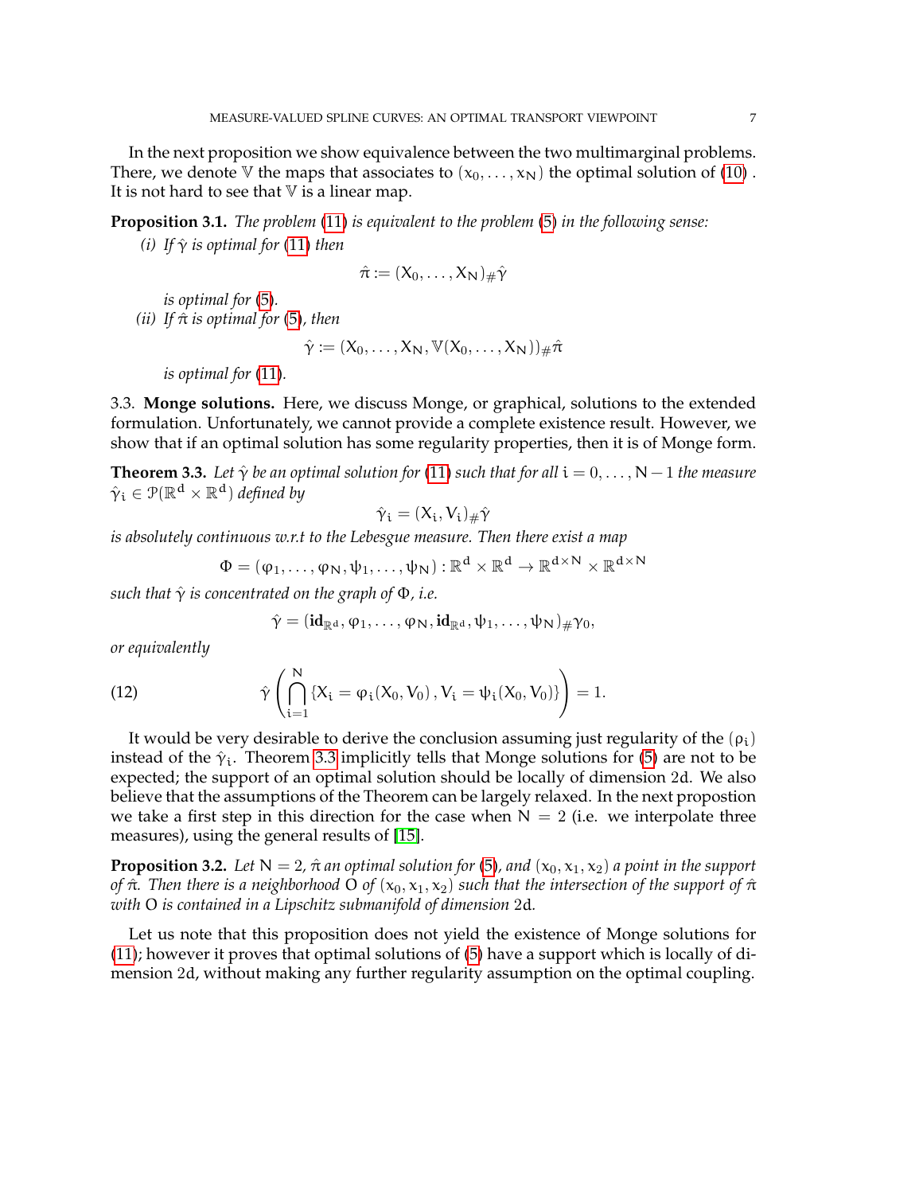In the next proposition we show equivalence between the two multimarginal problems. There, we denote $\mathbb{V}$ the maps that associates to $(x_0, \dots, x_N)$ the optimal solution of (10) . It is not hard to see that $\mathbb{V}$ is a linear map.

**Proposition 3.1.** *The problem (11) is equivalent to the problem (5) in the following sense:*

*(i) If $\hat{\gamma}$ is optimal for (11) then*

$$\hat{\pi} := (X_0, \dots, X_N)_{\#}\hat{\gamma}$$

*is optimal for (5).*

*(ii) If $\hat{\pi}$ is optimal for (5), then*

$$\hat{\gamma} := (X_0, \dots, X_N, \mathbb{V}(X_0, \dots, X_N))_{\#}\hat{\pi}$$

*is optimal for (11).*

3.3. **Monge solutions.** Here, we discuss Monge, or graphical, solutions to the extended formulation. Unfortunately, we cannot provide a complete existence result. However, we show that if an optimal solution has some regularity properties, then it is of Monge form.

**Theorem 3.3.** *Let $\hat{\gamma}$ be an optimal solution for (11) such that for all $i = 0, \dots, N-1$ the measure $\hat{\gamma}_i \in \mathcal{P}(\mathbb{R}^d \times \mathbb{R}^d)$ defined by*

$$\hat{\gamma}_i = (X_i, V_i)_{\#}\hat{\gamma}$$

*is absolutely continuous w.r.t to the Lebesgue measure. Then there exist a map*

$$\Phi = (\varphi_1, \dots, \varphi_N, \psi_1, \dots, \psi_N) : \mathbb{R}^d \times \mathbb{R}^d \to \mathbb{R}^{d\times N} \times \mathbb{R}^{d\times N}$$

*such that $\hat{\gamma}$ is concentrated on the graph of $\Phi$, i.e.*

$$\hat{\gamma} = (\mathbf{id}_{\mathbb{R}^d}, \varphi_1, \dots, \varphi_N, \mathbf{id}_{\mathbb{R}^d}, \psi_1, \dots, \psi_N)_{\#}\gamma_0,$$

*or equivalently*

$$\hat{\gamma}\left(\bigcap_{i=1}^{N} \{X_i = \varphi_i(X_0, V_0)\,, V_i = \psi_i(X_0, V_0)\}\right) = 1. \tag{12}$$

It would be very desirable to derive the conclusion assuming just regularity of the $(\rho_i)$ instead of the $\hat{\gamma}_i$. Theorem 3.3 implicitly tells that Monge solutions for (5) are not to be expected; the support of an optimal solution should be locally of dimension $2d$. We also believe that the assumptions of the Theorem can be largely relaxed. In the next propostion we take a first step in this direction for the case when $N = 2$ (i.e. we interpolate three measures), using the general results of [15].

**Proposition 3.2.** *Let $N = 2$, $\hat{\pi}$ an optimal solution for (5), and $(x_0, x_1, x_2)$ a point in the support of $\hat{\pi}$. Then there is a neighborhood $O$ of $(x_0, x_1, x_2)$ such that the intersection of the support of $\hat{\pi}$ with $O$ is contained in a Lipschitz submanifold of dimension $2d$.*

Let us note that this proposition does not yield the existence of Monge solutions for (11); however it proves that optimal solutions of (5) have a support which is locally of dimension $2d$, without making any further regularity assumption on the optimal coupling.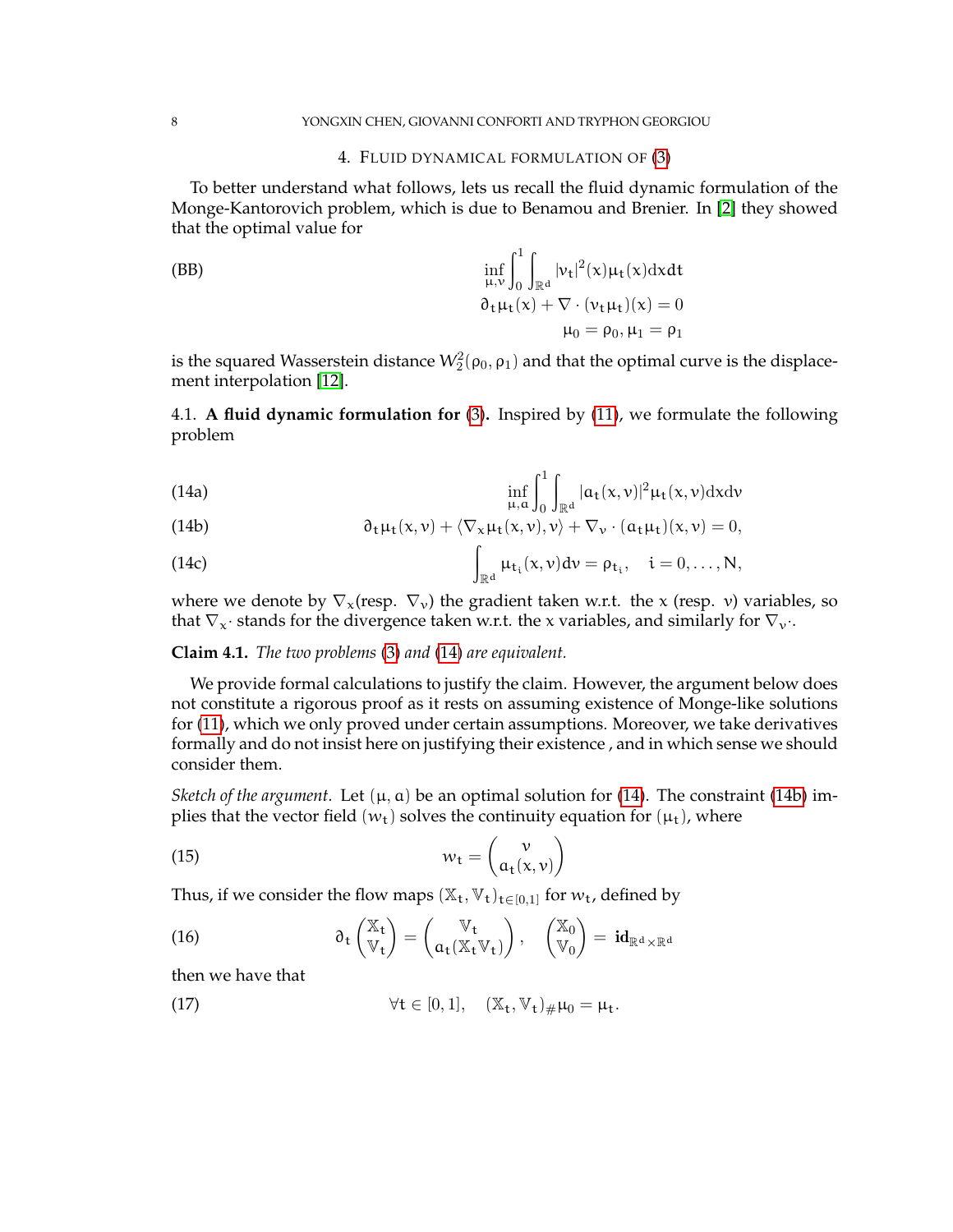## 4. Fluid dynamical formulation of (3)

To better understand what follows, lets us recall the fluid dynamic formulation of the Monge-Kantorovich problem, which is due to Benamou and Brenier. In [2] they showed that the optimal value for

$$
\text{(BB)} \qquad \begin{aligned} &\inf_{\mu,v} \int_0^1 \int_{\mathbb{R}^d} |v_t|^2(x)\mu_t(x)\mathrm{d}x\mathrm{d}t \\ &\partial_t \mu_t(x) + \nabla \cdot (v_t \mu_t)(x) = 0 \\ &\mu_0 = \rho_0, \mu_1 = \rho_1 \end{aligned}
$$

is the squared Wasserstein distance $W_2^2(\rho_0, \rho_1)$ and that the optimal curve is the displacement interpolation [12].

### 4.1. A fluid dynamic formulation for (3).

Inspired by (11), we formulate the following problem

$$
\inf_{\mu,a} \int_0^1 \int_{\mathbb{R}^d} |a_t(x,v)|^2 \mu_t(x,v)\mathrm{d}x\mathrm{d}v \tag{14a}
$$

$$
\partial_t \mu_t(x,v) + \langle \nabla_x \mu_t(x,v), v \rangle + \nabla_v \cdot (a_t \mu_t)(x,v) = 0, \tag{14b}
$$

$$
\int_{\mathbb{R}^d} \mu_{t_i}(x,v)\mathrm{d}v = \rho_{t_i}, \quad i = 0, \ldots, N, \tag{14c}
$$

where we denote by $\nabla_x$(resp. $\nabla_v$) the gradient taken w.r.t. the $x$ (resp. $v$) variables, so that $\nabla_x \cdot$ stands for the divergence taken w.r.t. the $x$ variables, and similarly for $\nabla_v \cdot$.

**Claim 4.1.** *The two problems (3) and (14) are equivalent.*

We provide formal calculations to justify the claim. However, the argument below does not constitute a rigorous proof as it rests on assuming existence of Monge-like solutions for (11), which we only proved under certain assumptions. Moreover, we take derivatives formally and do not insist here on justifying their existence , and in which sense we should consider them.

*Sketch of the argument.* Let $(\mu, a)$ be an optimal solution for (14). The constraint (14b) implies that the vector field $(w_t)$ solves the continuity equation for $(\mu_t)$, where

$$
w_t = \begin{pmatrix} v \\ a_t(x,v) \end{pmatrix} \tag{15}
$$

Thus, if we consider the flow maps $(\mathbb{X}_t, \mathbb{V}_t)_{t \in [0,1]}$ for $w_t$, defined by

$$
\partial_t \begin{pmatrix} \mathbb{X}_t \\ \mathbb{V}_t \end{pmatrix} = \begin{pmatrix} \mathbb{V}_t \\ a_t(\mathbb{X}_t \mathbb{V}_t) \end{pmatrix}, \quad \begin{pmatrix} \mathbb{X}_0 \\ \mathbb{V}_0 \end{pmatrix} = \mathbf{id}_{\mathbb{R}^d \times \mathbb{R}^d} \tag{16}
$$

then we have that

$$
\forall t \in [0,1], \quad (\mathbb{X}_t, \mathbb{V}_t)_{\#}\mu_0 = \mu_t. \tag{17}
$$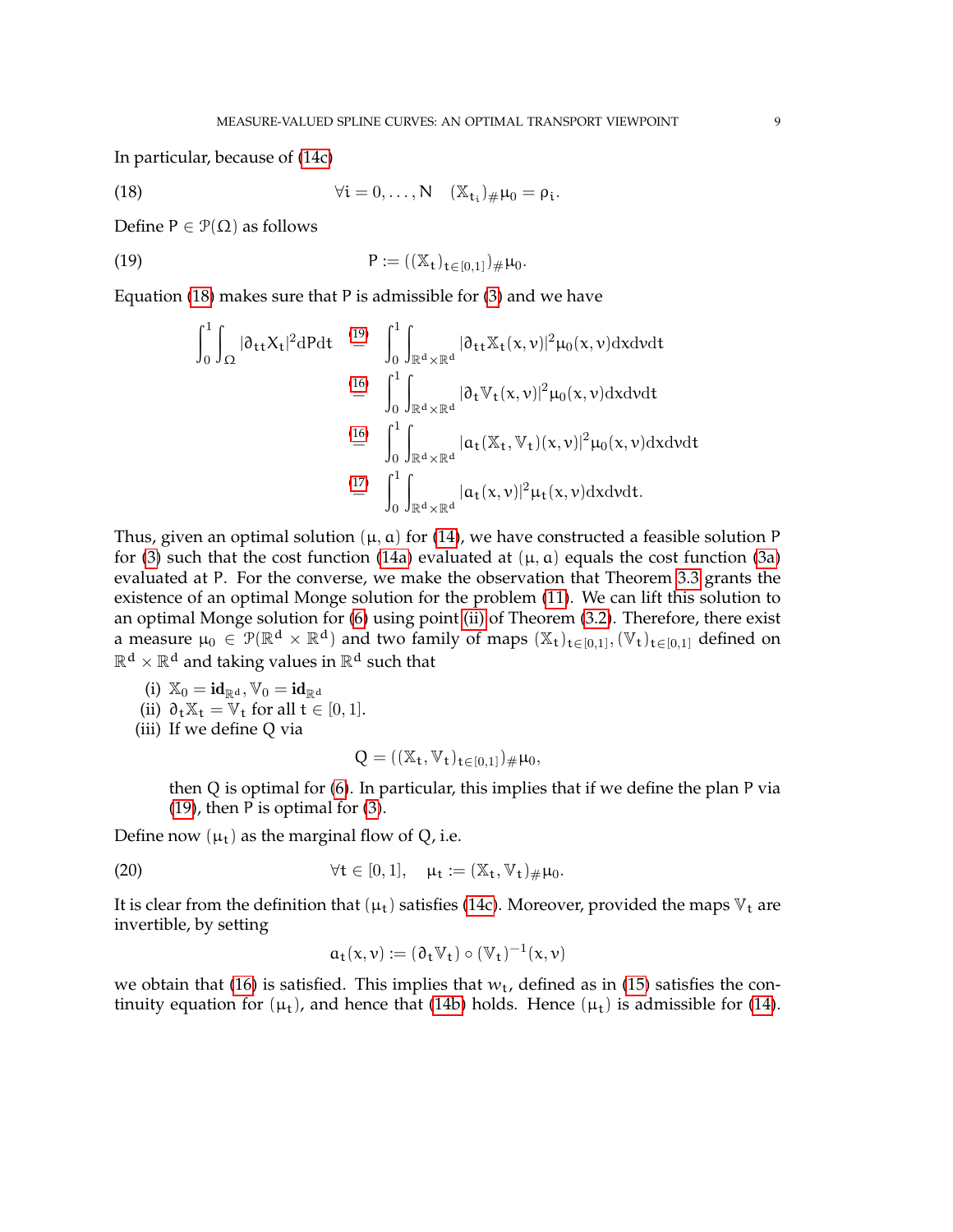In particular, because of (14c)

$$\forall i = 0, \ldots, N \quad (\mathbb{X}_{t_i})_{\#}\mu_0 = \rho_i. \tag{18}$$

Define $P \in \mathcal{P}(\Omega)$ as follows

$$P := ((\mathbb{X}_t)_{t\in[0,1]})_{\#}\mu_0. \tag{19}$$

Equation (18) makes sure that P is admissible for (3) and we have

$$\begin{aligned}
\int_0^1 \int_\Omega |\partial_{tt} X_t|^2 dP dt &\overset{(19)}{=} \int_0^1 \int_{\mathbb{R}^d \times \mathbb{R}^d} |\partial_{tt}\mathbb{X}_t(x,v)|^2 \mu_0(x,v) dx dv dt \\
&\overset{(16)}{=} \int_0^1 \int_{\mathbb{R}^d \times \mathbb{R}^d} |\partial_t \mathbb{V}_t(x,v)|^2 \mu_0(x,v) dx dv dt \\
&\overset{(16)}{=} \int_0^1 \int_{\mathbb{R}^d \times \mathbb{R}^d} |a_t(\mathbb{X}_t, \mathbb{V}_t)(x,v)|^2 \mu_0(x,v) dx dv dt \\
&\overset{(17)}{=} \int_0^1 \int_{\mathbb{R}^d \times \mathbb{R}^d} |a_t(x,v)|^2 \mu_t(x,v) dx dv dt.
\end{aligned}$$

Thus, given an optimal solution $(\mu, a)$ for (14), we have constructed a feasible solution P for (3) such that the cost function (14a) evaluated at $(\mu, a)$ equals the cost function (3a) evaluated at P. For the converse, we make the observation that Theorem 3.3 grants the existence of an optimal Monge solution for the problem (11). We can lift this solution to an optimal Monge solution for (6) using point (ii) of Theorem (3.2). Therefore, there exist a measure $\mu_0 \in \mathcal{P}(\mathbb{R}^d \times \mathbb{R}^d)$ and two family of maps $(\mathbb{X}_t)_{t\in[0,1]}, (\mathbb{V}_t)_{t\in[0,1]}$ defined on $\mathbb{R}^d \times \mathbb{R}^d$ and taking values in $\mathbb{R}^d$ such that

(i) $\mathbb{X}_0 = \mathbf{id}_{\mathbb{R}^d}, \mathbb{V}_0 = \mathbf{id}_{\mathbb{R}^d}$

(ii) $\partial_t \mathbb{X}_t = \mathbb{V}_t$ for all $t \in [0,1]$.

(iii) If we define Q via

$$Q = ((\mathbb{X}_t, \mathbb{V}_t)_{t\in[0,1]})_{\#}\mu_0,$$

then Q is optimal for (6). In particular, this implies that if we define the plan P via (19), then P is optimal for (3).

Define now $(\mu_t)$ as the marginal flow of Q, i.e.

$$\forall t \in [0,1], \quad \mu_t := (\mathbb{X}_t, \mathbb{V}_t)_{\#}\mu_0. \tag{20}$$

It is clear from the definition that $(\mu_t)$ satisfies (14c). Moreover, provided the maps $\mathbb{V}_t$ are invertible, by setting

$$a_t(x,v) := (\partial_t \mathbb{V}_t) \circ (\mathbb{V}_t)^{-1}(x,v)$$

we obtain that (16) is satisfied. This implies that $w_t$, defined as in (15) satisfies the continuity equation for $(\mu_t)$, and hence that (14b) holds. Hence $(\mu_t)$ is admissible for (14).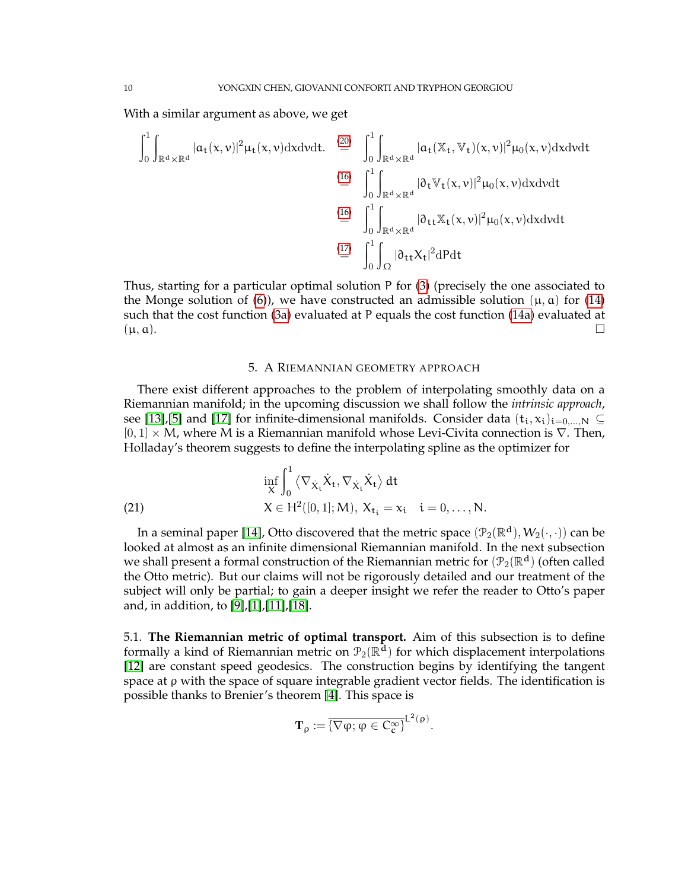With a similar argument as above, we get

$$
\begin{aligned}
\int_0^1 \int_{\mathbb{R}^d\times\mathbb{R}^d} |a_t(x,v)|^2 \mu_t(x,v)\mathrm{d}x\mathrm{d}v\mathrm{d}t. \quad &\overset{(20)}{=} \int_0^1 \int_{\mathbb{R}^d\times\mathbb{R}^d} |a_t(\mathbb{X}_t,\mathbb{V}_t)(x,v)|^2 \mu_0(x,v)\mathrm{d}x\mathrm{d}v\mathrm{d}t \\
&\overset{(16)}{=} \int_0^1 \int_{\mathbb{R}^d\times\mathbb{R}^d} |\partial_t \mathbb{V}_t(x,v)|^2 \mu_0(x,v)\mathrm{d}x\mathrm{d}v\mathrm{d}t \\
&\overset{(16)}{=} \int_0^1 \int_{\mathbb{R}^d\times\mathbb{R}^d} |\partial_{tt} \mathbb{X}_t(x,v)|^2 \mu_0(x,v)\mathrm{d}x\mathrm{d}v\mathrm{d}t \\
&\overset{(17)}{=} \int_0^1 \int_{\Omega} |\partial_{tt} X_t|^2 \mathrm{d}P\mathrm{d}t
\end{aligned}
$$

Thus, starting for a particular optimal solution $P$ for (3) (precisely the one associated to the Monge solution of (6)), we have constructed an admissible solution $(\mu, a)$ for (14) such that the cost function (3a) evaluated at $P$ equals the cost function (14a) evaluated at $(\mu, a)$. □

## 5. A Riemannian geometry approach

There exist different approaches to the problem of interpolating smoothly data on a Riemannian manifold; in the upcoming discussion we shall follow the *intrinsic approach*, see [13],[5] and [17] for infinite-dimensional manifolds. Consider data $(t_i, x_i)_{i=0,\dots,N} \subseteq [0,1]\times M$, where $M$ is a Riemannian manifold whose Levi-Civita connection is $\nabla$. Then, Holladay's theorem suggests to define the interpolating spline as the optimizer for

$$
\begin{aligned}
&\inf_X \int_0^1 \left\langle \nabla_{\dot{X}_t} \dot{X}_t, \nabla_{\dot{X}_t} \dot{X}_t \right\rangle \mathrm{d}t \\
&X \in H^2([0,1];M),\ X_{t_i} = x_i \quad i = 0,\dots,N.
\end{aligned} \tag{21}
$$

In a seminal paper [14], Otto discovered that the metric space $(\mathcal{P}_2(\mathbb{R}^d), W_2(\cdot,\cdot))$ can be looked at almost as an infinite dimensional Riemannian manifold. In the next subsection we shall present a formal construction of the Riemannian metric for $(\mathcal{P}_2(\mathbb{R}^d)$ (often called the Otto metric). But our claims will not be rigorously detailed and our treatment of the subject will only be partial; to gain a deeper insight we refer the reader to Otto's paper and, in addition, to [9],[1],[11],[18].

5.1. **The Riemannian metric of optimal transport.** Aim of this subsection is to define formally a kind of Riemannian metric on $\mathcal{P}_2(\mathbb{R}^d)$ for which displacement interpolations [12] are constant speed geodesics. The construction begins by identifying the tangent space at $\rho$ with the space of square integrable gradient vector fields. The identification is possible thanks to Brenier's theorem [4]. This space is

$$
\mathbf{T}_\rho := \overline{\{\nabla\varphi;\, \varphi \in C_c^\infty\}}^{L^2(\rho)}.
$$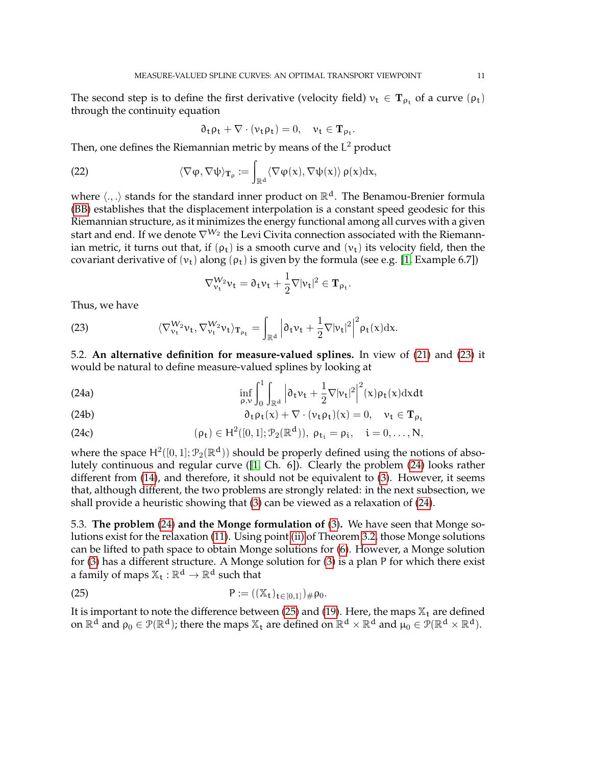The second step is to define the first derivative (velocity field) $v_t \in \mathbf{T}_{\rho_t}$ of a curve $(\rho_t)$ through the continuity equation

$$\partial_t \rho_t + \nabla \cdot (v_t \rho_t) = 0, \quad v_t \in \mathbf{T}_{\rho_t}.$$

Then, one defines the Riemannian metric by means of the $L^2$ product

$$\langle \nabla \varphi, \nabla \psi \rangle_{\mathbf{T}_\rho} := \int_{\mathbb{R}^d} \langle \nabla \varphi(x), \nabla \psi(x) \rangle \, \rho(x) dx, \tag{22}$$

where $\langle .,. \rangle$ stands for the standard inner product on $\mathbb{R}^d$. The Benamou-Brenier formula (BB) establishes that the displacement interpolation is a constant speed geodesic for this Riemannian structure, as it minimizes the energy functional among all curves with a given start and end. If we denote $\nabla^{W_2}$ the Levi Civita connection associated with the Riemannian metric, it turns out that, if $(\rho_t)$ is a smooth curve and $(v_t)$ its velocity field, then the covariant derivative of $(v_t)$ along $(\rho_t)$ is given by the formula (see e.g. [1, Example 6.7])

$$\nabla^{W_2}_{v_t} v_t = \partial_t v_t + \frac{1}{2} \nabla |v_t|^2 \in \mathbf{T}_{\rho_t}.$$

Thus, we have

$$\langle \nabla^{W_2}_{v_t} v_t, \nabla^{W_2}_{v_t} v_t \rangle_{\mathbf{T}_{\rho_t}} = \int_{\mathbb{R}^d} \left| \partial_t v_t + \frac{1}{2} \nabla |v_t|^2 \right|^2 \rho_t(x) dx. \tag{23}$$

5.2. **An alternative definition for measure-valued splines.** In view of (21) and (23) it would be natural to define measure-valued splines by looking at

$$\inf_{\rho, v} \int_0^1 \int_{\mathbb{R}^d} \left| \partial_t v_t + \frac{1}{2} \nabla |v_t|^2 \right|^2 (x) \rho_t(x) dx dt \tag{24a}$$

$$\partial_t \rho_t(x) + \nabla \cdot (v_t \rho_t)(x) = 0, \quad v_t \in \mathbf{T}_{\rho_t} \tag{24b}$$

$$(\rho_t) \in H^2([0,1]; \mathcal{P}_2(\mathbb{R}^d)), \; \rho_{t_i} = \rho_i, \quad i = 0, \ldots, N, \tag{24c}$$

where the space $H^2([0,1]; \mathcal{P}_2(\mathbb{R}^d))$ should be properly defined using the notions of absolutely continuous and regular curve ([1, Ch. 6]). Clearly the problem (24) looks rather different from (14), and therefore, it should not be equivalent to (3). However, it seems that, although different, the two problems are strongly related: in the next subsection, we shall provide a heuristic showing that (3) can be viewed as a relaxation of (24).

5.3. **The problem (24) and the Monge formulation of (3).** We have seen that Monge solutions exist for the relaxation (11). Using point (ii) of Theorem 3.2, those Monge solutions can be lifted to path space to obtain Monge solutions for (6). However, a Monge solution for (3) has a different structure. A Monge solution for (3) is a plan P for which there exist a family of maps $\mathbb{X}_t : \mathbb{R}^d \to \mathbb{R}^d$ such that

$$P := ((\mathbb{X}_t)_{t \in [0,1]})_{\#} \rho_0. \tag{25}$$

It is important to note the difference between (25) and (19). Here, the maps $\mathbb{X}_t$ are defined on $\mathbb{R}^d$ and $\rho_0 \in \mathcal{P}(\mathbb{R}^d)$; there the maps $\mathbb{X}_t$ are defined on $\mathbb{R}^d \times \mathbb{R}^d$ and $\mu_0 \in \mathcal{P}(\mathbb{R}^d \times \mathbb{R}^d)$.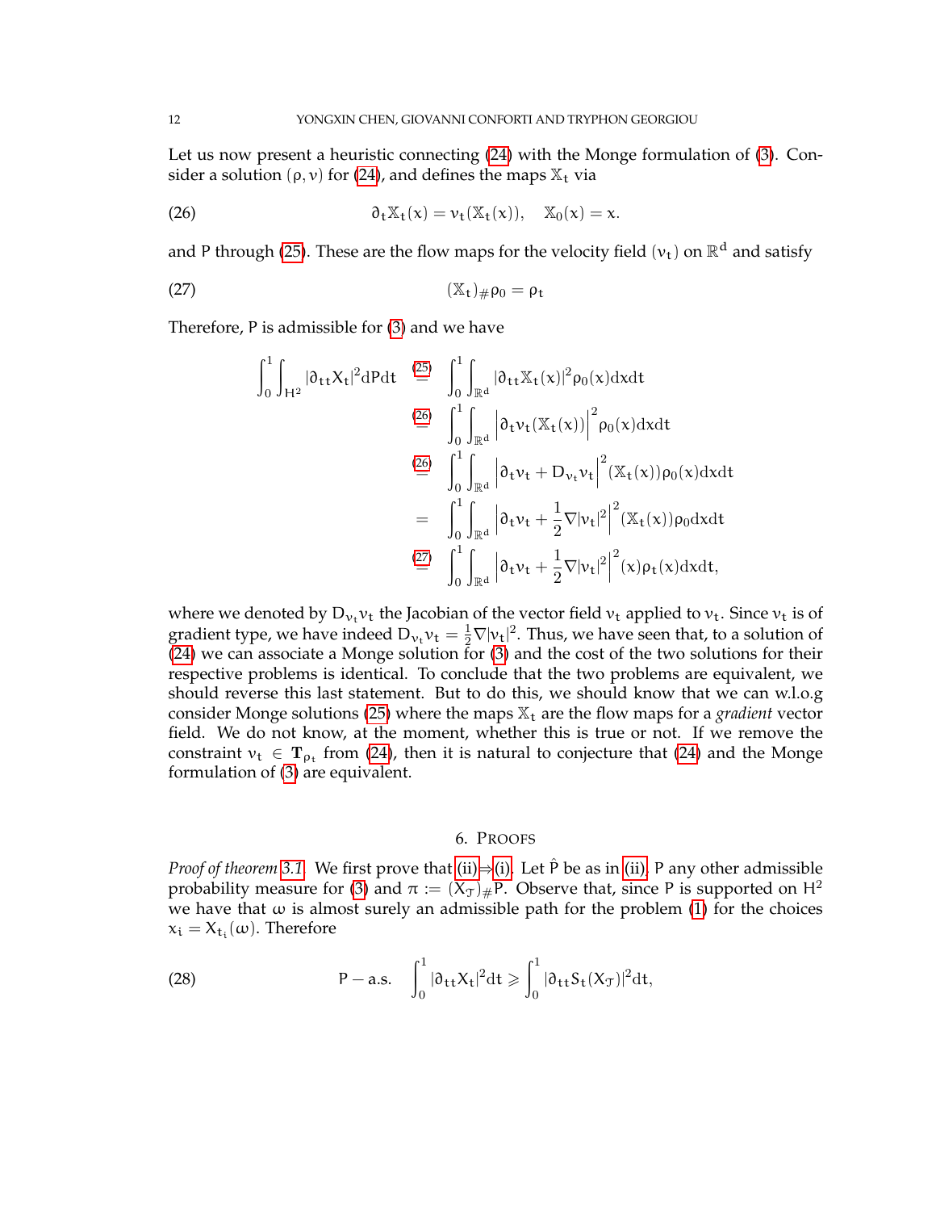Let us now present a heuristic connecting (24) with the Monge formulation of (3). Consider a solution $(\rho, v)$ for (24), and defines the maps $\mathbb{X}_t$ via

$$\partial_t \mathbb{X}_t(x) = v_t(\mathbb{X}_t(x)), \quad \mathbb{X}_0(x) = x. \tag{26}$$

and P through (25). These are the flow maps for the velocity field $(v_t)$ on $\mathbb{R}^d$ and satisfy

$$(\mathbb{X}_t)_{\#}\rho_0 = \rho_t \tag{27}$$

Therefore, P is admissible for (3) and we have

$$\begin{aligned}
\int_0^1 \int_{H^2} |\partial_{tt} X_t|^2 dP dt &\overset{(25)}{=} \int_0^1 \int_{\mathbb{R}^d} |\partial_{tt} \mathbb{X}_t(x)|^2 \rho_0(x) dx dt \\
&\overset{(26)}{=} \int_0^1 \int_{\mathbb{R}^d} \Big| \partial_t v_t(\mathbb{X}_t(x)) \Big|^2 \rho_0(x) dx dt \\
&\overset{(26)}{=} \int_0^1 \int_{\mathbb{R}^d} \Big| \partial_t v_t + D_{v_t} v_t \Big|^2 (\mathbb{X}_t(x)) \rho_0(x) dx dt \\
&= \int_0^1 \int_{\mathbb{R}^d} \Big| \partial_t v_t + \frac{1}{2} \nabla |v_t|^2 \Big|^2 (\mathbb{X}_t(x)) \rho_0 dx dt \\
&\overset{(27)}{=} \int_0^1 \int_{\mathbb{R}^d} \Big| \partial_t v_t + \frac{1}{2} \nabla |v_t|^2 \Big|^2 (x) \rho_t(x) dx dt,
\end{aligned}$$

where we denoted by $D_{v_t} v_t$ the Jacobian of the vector field $v_t$ applied to $v_t$. Since $v_t$ is of gradient type, we have indeed $D_{v_t} v_t = \frac{1}{2} \nabla |v_t|^2$. Thus, we have seen that, to a solution of (24) we can associate a Monge solution for (3) and the cost of the two solutions for their respective problems is identical. To conclude that the two problems are equivalent, we should reverse this last statement. But to do this, we should know that we can w.l.o.g consider Monge solutions (25) where the maps $\mathbb{X}_t$ are the flow maps for a *gradient* vector field. We do not know, at the moment, whether this is true or not. If we remove the constraint $v_t \in \mathbf{T}_{\rho_t}$ from (24), then it is natural to conjecture that (24) and the Monge formulation of (3) are equivalent.

## 6. Proofs

*Proof of theorem 3.1.* We first prove that (ii)⇒(i). Let $\hat{P}$ be as in (ii), P any other admissible probability measure for (3) and $\pi := (X_{\mathcal{T}})_{\#} P$. Observe that, since P is supported on $H^2$ we have that $\omega$ is almost surely an admissible path for the problem (1) for the choices $x_i = X_{t_i}(\omega)$. Therefore

$$P-\text{a.s.} \quad \int_0^1 |\partial_{tt} X_t|^2 dt \geqslant \int_0^1 |\partial_{tt} S_t(X_{\mathcal{T}})|^2 dt, \tag{28}$$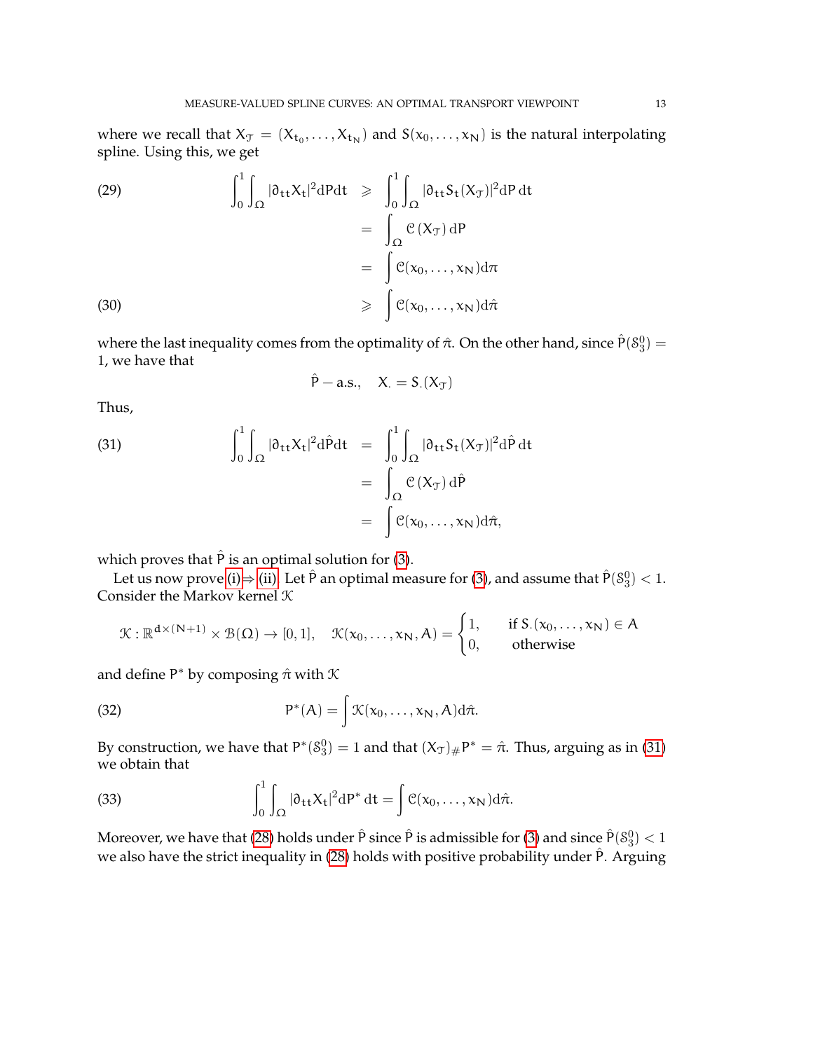where we recall that $X_{\mathcal{T}} = (X_{t_0}, \dots, X_{t_N})$ and $S(x_0, \dots, x_N)$ is the natural interpolating spline. Using this, we get

$$
\begin{aligned}
\int_0^1 \int_\Omega |\partial_{tt} X_t|^2 dP dt &\geqslant \int_0^1 \int_\Omega |\partial_{tt} S_t(X_{\mathcal{T}})|^2 dP \, dt \qquad (29)\\
&= \int_\Omega \mathcal{C}(X_{\mathcal{T}}) \, dP \\
&= \int \mathcal{C}(x_0, \dots, x_N) d\pi \\
&\geqslant \int \mathcal{C}(x_0, \dots, x_N) d\hat{\pi} \qquad (30)
\end{aligned}
$$

where the last inequality comes from the optimality of $\hat{\pi}$. On the other hand, since $\hat{P}(\mathcal{S}_3^0) = 1$, we have that

$$
\hat{P} - \text{a.s.}, \quad X_\cdot = S_\cdot(X_{\mathcal{T}})
$$

Thus,

$$
\begin{aligned}
\int_0^1 \int_\Omega |\partial_{tt} X_t|^2 d\hat{P} dt &= \int_0^1 \int_\Omega |\partial_{tt} S_t(X_{\mathcal{T}})|^2 d\hat{P} \, dt \qquad (31)\\
&= \int_\Omega \mathcal{C}(X_{\mathcal{T}}) \, d\hat{P} \\
&= \int \mathcal{C}(x_0, \dots, x_N) d\hat{\pi},
\end{aligned}
$$

which proves that $\hat{P}$ is an optimal solution for (3).

Let us now prove (i)$\Rightarrow$(ii). Let $\hat{P}$ an optimal measure for (3), and assume that $\hat{P}(\mathcal{S}_3^0) < 1$. Consider the Markov kernel $\mathcal{K}$

$$
\mathcal{K} : \mathbb{R}^{d \times (N+1)} \times \mathcal{B}(\Omega) \to [0, 1], \quad \mathcal{K}(x_0, \dots, x_N, A) = \begin{cases} 1, & \text{if } S_\cdot(x_0, \dots, x_N) \in A \\ 0, & \text{otherwise} \end{cases}
$$

and define $P^*$ by composing $\hat{\pi}$ with $\mathcal{K}$

$$
P^*(A) = \int \mathcal{K}(x_0, \dots, x_N, A) d\hat{\pi}. \qquad (32)
$$

By construction, we have that $P^*(\mathcal{S}_3^0) = 1$ and that $(X_{\mathcal{T}})_\# P^* = \hat{\pi}$. Thus, arguing as in (31) we obtain that

$$
\int_0^1 \int_\Omega |\partial_{tt} X_t|^2 dP^* \, dt = \int \mathcal{C}(x_0, \dots, x_N) d\hat{\pi}. \qquad (33)
$$

Moreover, we have that (28) holds under $\hat{P}$ since $\hat{P}$ is admissible for (3) and since $\hat{P}(\mathcal{S}_3^0) < 1$ we also have the strict inequality in (28) holds with positive probability under $\hat{P}$. Arguing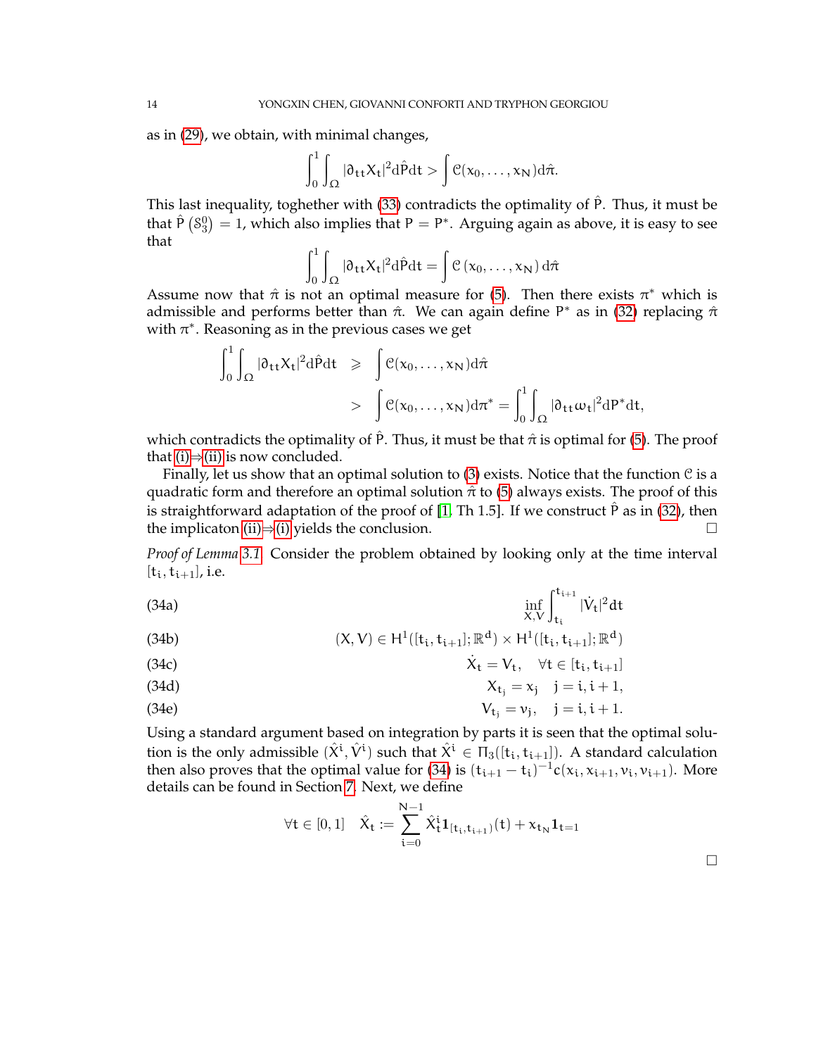as in (29), we obtain, with minimal changes,

$$\int_0^1 \int_\Omega |\partial_{tt} X_t|^2 d\hat{P} dt > \int \mathcal{C}(x_0, \ldots, x_N) d\hat{\pi}.$$

This last inequality, toghether with (33) contradicts the optimality of $\hat{P}$. Thus, it must be that $\hat{P}\left(\mathcal{S}_3^0\right) = 1$, which also implies that $P = P^*$. Arguing again as above, it is easy to see that

$$\int_0^1 \int_\Omega |\partial_{tt} X_t|^2 d\hat{P} dt = \int \mathcal{C}\left(x_0, \ldots, x_N\right) d\hat{\pi}$$

Assume now that $\hat{\pi}$ is not an optimal measure for (5). Then there exists $\pi^*$ which is admissible and performs better than $\hat{\pi}$. We can again define $P^*$ as in (32) replacing $\hat{\pi}$ with $\pi^*$. Reasoning as in the previous cases we get

$$\begin{aligned} \int_0^1 \int_\Omega |\partial_{tt} X_t|^2 d\hat{P} dt \quad &\geqslant \quad \int \mathcal{C}(x_0, \ldots, x_N) d\hat{\pi} \\ &> \quad \int \mathcal{C}(x_0, \ldots, x_N) d\pi^* = \int_0^1 \int_\Omega |\partial_{tt} \omega_t|^2 dP^* dt, \end{aligned}$$

which contradicts the optimality of $\hat{P}$. Thus, it must be that $\hat{\pi}$ is optimal for (5). The proof that (i)$\Rightarrow$(ii) is now concluded.

Finally, let us show that an optimal solution to (3) exists. Notice that the function $\mathcal{C}$ is a quadratic form and therefore an optimal solution $\hat{\pi}$ to (5) always exists. The proof of this is straightforward adaptation of the proof of [1, Th 1.5]. If we construct $\hat{P}$ as in (32), then the implicaton (ii)$\Rightarrow$(i) yields the conclusion. □

*Proof of Lemma 3.1.* Consider the problem obtained by looking only at the time interval $[t_i, t_{i+1}]$, i.e.

$$\inf_{X,V} \int_{t_i}^{t_{i+1}} |\dot{V}_t|^2 dt \tag{34a}$$

$$(X, V) \in H^1([t_i, t_{i+1}]; \mathbb{R}^d) \times H^1([t_i, t_{i+1}]; \mathbb{R}^d) \tag{34b}$$

$$\dot{X}_t = V_t, \quad \forall t \in [t_i, t_{i+1}] \tag{34c}$$

$$X_{t_j} = x_j \quad j = i, i+1, \tag{34d}$$

$$V_{t_j} = v_j, \quad j = i, i+1. \tag{34e}$$

Using a standard argument based on integration by parts it is seen that the optimal solution is the only admissible $(\hat{X}^i, \hat{V}^i)$ such that $\hat{X}^i \in \Pi_3([t_i, t_{i+1}])$. A standard calculation then also proves that the optimal value for (34) is $(t_{i+1} - t_i)^{-1} c(x_i, x_{i+1}, v_i, v_{i+1})$. More details can be found in Section 7. Next, we define

$$\forall t \in [0,1] \quad \hat{X}_t := \sum_{i=0}^{N-1} \hat{X}_t^i \mathbf{1}_{[t_i, t_{i+1})}(t) + x_{t_N} \mathbf{1}_{t=1}$$

□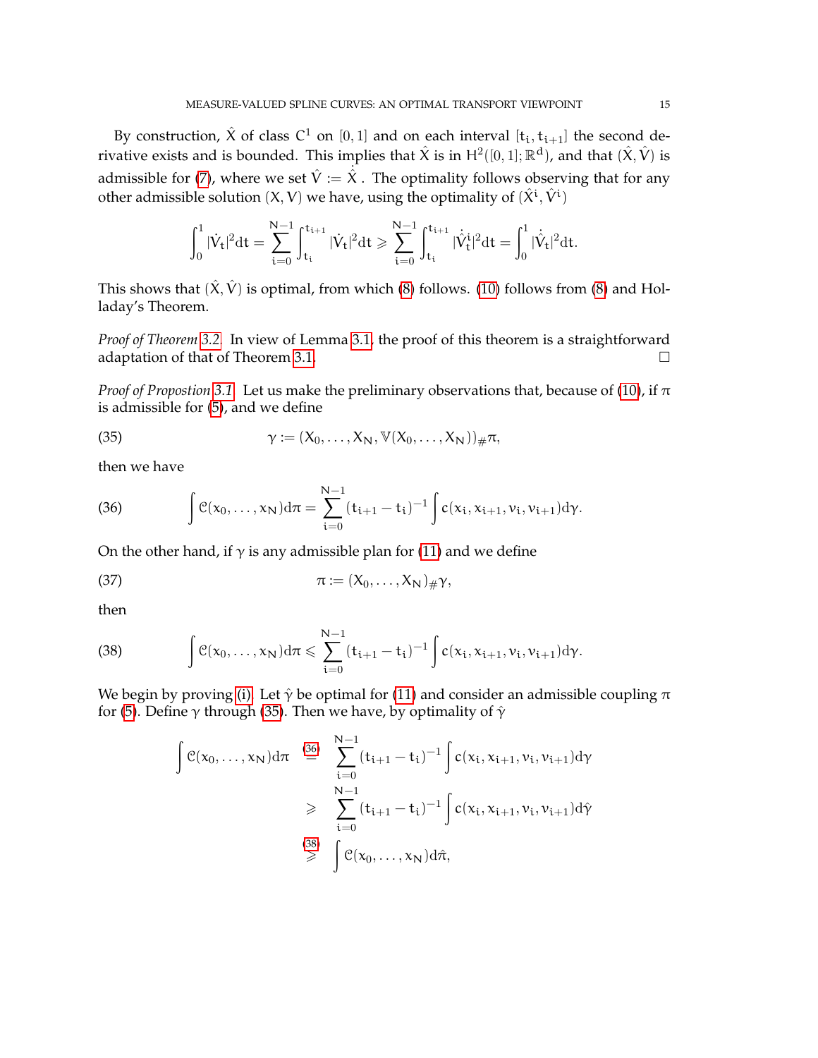By construction, $\hat{X}$ of class $C^1$ on $[0,1]$ and on each interval $[t_i, t_{i+1}]$ the second derivative exists and is bounded. This implies that $\hat{X}$ is in $H^2([0,1];\mathbb{R}^d)$, and that $(\hat{X}, \hat{V})$ is admissible for (7), where we set $\hat{V} := \dot{\hat{X}}$. The optimality follows observing that for any other admissible solution $(X, V)$ we have, using the optimality of $(\hat{X}^i, \hat{V}^i)$

$$\int_0^1 |\dot{V}_t|^2 dt = \sum_{i=0}^{N-1} \int_{t_i}^{t_{i+1}} |\dot{V}_t|^2 dt \geqslant \sum_{i=0}^{N-1} \int_{t_i}^{t_{i+1}} |\dot{\hat{V}}_t^i|^2 dt = \int_0^1 |\dot{\hat{V}}_t|^2 dt.$$

This shows that $(\hat{X}, \hat{V})$ is optimal, from which (8) follows. (10) follows from (8) and Holladay's Theorem.

*Proof of Theorem 3.2.* In view of Lemma 3.1, the proof of this theorem is a straightforward adaptation of that of Theorem 3.1. □

*Proof of Propostion 3.1.* Let us make the preliminary observations that, because of (10), if $\pi$ is admissible for (5), and we define

$$\gamma := (X_0, \ldots, X_N, \mathbb{V}(X_0, \ldots, X_N))_{\#}\pi, \tag{35}$$

then we have

$$\int \mathcal{C}(x_0, \ldots, x_N) d\pi = \sum_{i=0}^{N-1} (t_{i+1} - t_i)^{-1} \int c(x_i, x_{i+1}, v_i, v_{i+1}) d\gamma. \tag{36}$$

On the other hand, if $\gamma$ is any admissible plan for (11) and we define

$$\pi := (X_0, \ldots, X_N)_{\#}\gamma, \tag{37}$$

then

$$\int \mathcal{C}(x_0, \ldots, x_N) d\pi \leqslant \sum_{i=0}^{N-1} (t_{i+1} - t_i)^{-1} \int c(x_i, x_{i+1}, v_i, v_{i+1}) d\gamma. \tag{38}$$

We begin by proving (i). Let $\hat{\gamma}$ be optimal for (11) and consider an admissible coupling $\pi$ for (5). Define $\gamma$ through (35). Then we have, by optimality of $\hat{\gamma}$

$$\begin{aligned}
\int \mathcal{C}(x_0, \ldots, x_N) d\pi &\overset{(36)}{=} \sum_{i=0}^{N-1} (t_{i+1} - t_i)^{-1} \int c(x_i, x_{i+1}, v_i, v_{i+1}) d\gamma \\
&\geqslant \sum_{i=0}^{N-1} (t_{i+1} - t_i)^{-1} \int c(x_i, x_{i+1}, v_i, v_{i+1}) d\hat{\gamma} \\
&\overset{(38)}{\geqslant} \int \mathcal{C}(x_0, \ldots, x_N) d\hat{\pi},
\end{aligned}$$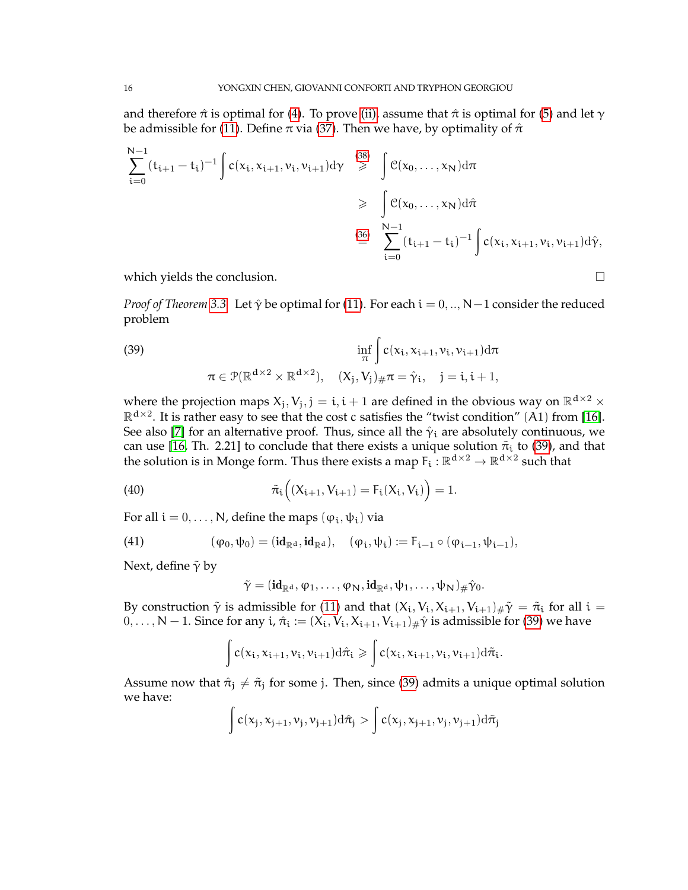and therefore $\hat{\pi}$ is optimal for (4). To prove (ii), assume that $\hat{\pi}$ is optimal for (5) and let $\gamma$ be admissible for (11). Define $\pi$ via (37). Then we have, by optimality of $\hat{\pi}$

$$
\begin{aligned}
\sum_{i=0}^{N-1}(t_{i+1}-t_i)^{-1}\int c(x_i,x_{i+1},v_i,v_{i+1})d\gamma &\overset{(38)}{\geqslant} \int \mathcal{C}(x_0,\dots,x_N)d\pi \\
&\geqslant \int \mathcal{C}(x_0,\dots,x_N)d\hat{\pi} \\
&\overset{(36)}{=} \sum_{i=0}^{N-1}(t_{i+1}-t_i)^{-1}\int c(x_i,x_{i+1},v_i,v_{i+1})d\hat{\gamma},
\end{aligned}
$$

which yields the conclusion. □

*Proof of Theorem 3.3.* Let $\hat{\gamma}$ be optimal for (11). For each $i=0,..,N-1$ consider the reduced problem

$$
\inf_{\pi}\int c(x_i,x_{i+1},v_i,v_{i+1})d\pi \tag{39}
$$
$$
\pi\in\mathcal{P}(\mathbb{R}^{d\times 2}\times\mathbb{R}^{d\times 2}),\quad (X_j,V_j)_{\#}\pi=\hat{\gamma}_i,\quad j=i,i+1,
$$

where the projection maps $X_j,V_j,j=i,i+1$ are defined in the obvious way on $\mathbb{R}^{d\times 2}\times\mathbb{R}^{d\times 2}$. It is rather easy to see that the cost $c$ satisfies the "twist condition" (A1) from [16]. See also [7] for an alternative proof. Thus, since all the $\hat{\gamma}_i$ are absolutely continuous, we can use [16, Th. 2.21] to conclude that there exists a unique solution $\tilde{\pi}_i$ to (39), and that the solution is in Monge form. Thus there exists a map $F_i:\mathbb{R}^{d\times 2}\to\mathbb{R}^{d\times 2}$ such that

$$
\tilde{\pi}_i\Big((X_{i+1},V_{i+1})=F_i(X_i,V_i)\Big)=1. \tag{40}
$$

For all $i=0,\dots,N$, define the maps $(\varphi_i,\psi_i)$ via

$$
(\varphi_0,\psi_0)=(\mathbf{id}_{\mathbb{R}^d},\mathbf{id}_{\mathbb{R}^d}),\quad (\varphi_i,\psi_i):=F_{i-1}\circ(\varphi_{i-1},\psi_{i-1}), \tag{41}
$$

Next, define $\tilde{\gamma}$ by

$$
\tilde{\gamma}=(\mathbf{id}_{\mathbb{R}^d},\varphi_1,\dots,\varphi_N,\mathbf{id}_{\mathbb{R}^d},\psi_1,\dots,\psi_N)_{\#}\hat{\gamma}_0.
$$

By construction $\tilde{\gamma}$ is admissible for (11) and that $(X_i,V_i,X_{i+1},V_{i+1})_{\#}\tilde{\gamma}=\tilde{\pi}_i$ for all $i=0,\dots,N-1$. Since for any $i$, $\hat{\pi}_i:=(X_i,V_i,X_{i+1},V_{i+1})_{\#}\hat{\gamma}$ is admissible for (39) we have

$$
\int c(x_i,x_{i+1},v_i,v_{i+1})d\hat{\pi}_i\geqslant\int c(x_i,x_{i+1},v_i,v_{i+1})d\tilde{\pi}_i.
$$

Assume now that $\hat{\pi}_j\neq\tilde{\pi}_j$ for some $j$. Then, since (39) admits a unique optimal solution we have:

$$
\int c(x_j,x_{j+1},v_j,v_{j+1})d\hat{\pi}_j>\int c(x_j,x_{j+1},v_j,v_{j+1})d\tilde{\pi}_j
$$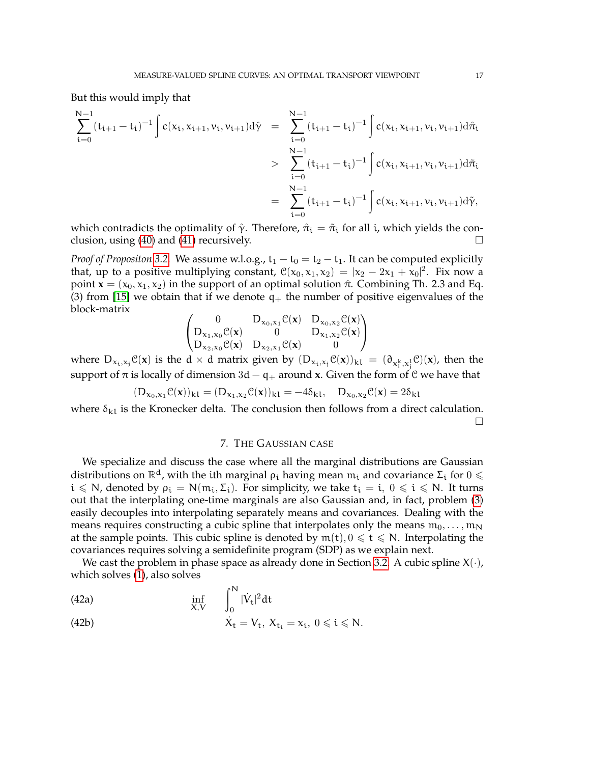But this would imply that

$$
\begin{aligned}
\sum_{i=0}^{N-1}(t_{i+1}-t_i)^{-1}\int c(x_i,x_{i+1},v_i,v_{i+1})d\hat{\gamma} &= \sum_{i=0}^{N-1}(t_{i+1}-t_i)^{-1}\int c(x_i,x_{i+1},v_i,v_{i+1})d\hat{\pi}_i \\
&> \sum_{i=0}^{N-1}(t_{i+1}-t_i)^{-1}\int c(x_i,x_{i+1},v_i,v_{i+1})d\tilde{\pi}_i \\
&= \sum_{i=0}^{N-1}(t_{i+1}-t_i)^{-1}\int c(x_i,x_{i+1},v_i,v_{i+1})d\tilde{\gamma},
\end{aligned}
$$

which contradicts the optimality of $\hat{\gamma}$. Therefore, $\hat{\pi}_i = \tilde{\pi}_i$ for all $i$, which yields the conclusion, using (40) and (41) recursively. □

*Proof of Propositon 3.2.* We assume w.l.o.g., $t_1 - t_0 = t_2 - t_1$. It can be computed explicitly that, up to a positive multiplying constant, $\mathcal{C}(x_0, x_1, x_2) = |x_2 - 2x_1 + x_0|^2$. Fix now a point $\mathbf{x} = (x_0, x_1, x_2)$ in the support of an optimal solution $\hat{\pi}$. Combining Th. 2.3 and Eq. (3) from [15] we obtain that if we denote $q_+$ the number of positive eigenvalues of the block-matrix

$$
\begin{pmatrix}
0 & D_{x_0,x_1}\mathcal{C}(\mathbf{x}) & D_{x_0,x_2}\mathcal{C}(\mathbf{x}) \\
D_{x_1,x_0}\mathcal{C}(\mathbf{x}) & 0 & D_{x_1,x_2}\mathcal{C}(\mathbf{x}) \\
D_{x_2,x_0}\mathcal{C}(\mathbf{x}) & D_{x_2,x_1}\mathcal{C}(\mathbf{x}) & 0
\end{pmatrix}
$$

where $D_{x_i,x_j}\mathcal{C}(\mathbf{x})$ is the $d \times d$ matrix given by $(D_{x_i,x_j}\mathcal{C}(\mathbf{x}))_{kl} = (\partial_{x_i^k,x_j^l}\mathcal{C})(\mathbf{x})$, then the support of $\pi$ is locally of dimension $3d - q_+$ around $\mathbf{x}$. Given the form of $\mathcal{C}$ we have that

$$
(D_{x_0,x_1}\mathcal{C}(\mathbf{x}))_{kl} = (D_{x_1,x_2}\mathcal{C}(\mathbf{x}))_{kl} = -4\delta_{kl}, \quad D_{x_0,x_2}\mathcal{C}(\mathbf{x}) = 2\delta_{kl}
$$

where $\delta_{kl}$ is the Kronecker delta. The conclusion then follows from a direct calculation. □

## 7. The Gaussian case

We specialize and discuss the case where all the marginal distributions are Gaussian distributions on $\mathbb{R}^d$, with the ith marginal $\rho_i$ having mean $m_i$ and covariance $\Sigma_i$ for $0 \leqslant i \leqslant N$, denoted by $\rho_i = N(m_i, \Sigma_i)$. For simplicity, we take $t_i = i$, $0 \leqslant i \leqslant N$. It turns out that the interplating one-time marginals are also Gaussian and, in fact, problem (3) easily decouples into interpolating separately means and covariances. Dealing with the means requires constructing a cubic spline that interpolates only the means $m_0, \ldots, m_N$ at the sample points. This cubic spline is denoted by $m(t), 0 \leqslant t \leqslant N$. Interpolating the covariances requires solving a semidefinite program (SDP) as we explain next.

We cast the problem in phase space as already done in Section 3.2. A cubic spline $X(\cdot)$, which solves (1), also solves

$$
\inf_{X,V} \quad \int_0^N |\dot{V}_t|^2 dt \tag{42a}
$$

$$
\dot{X}_t = V_t, \; X_{t_i} = x_i, \; 0 \leqslant i \leqslant N. \tag{42b}
$$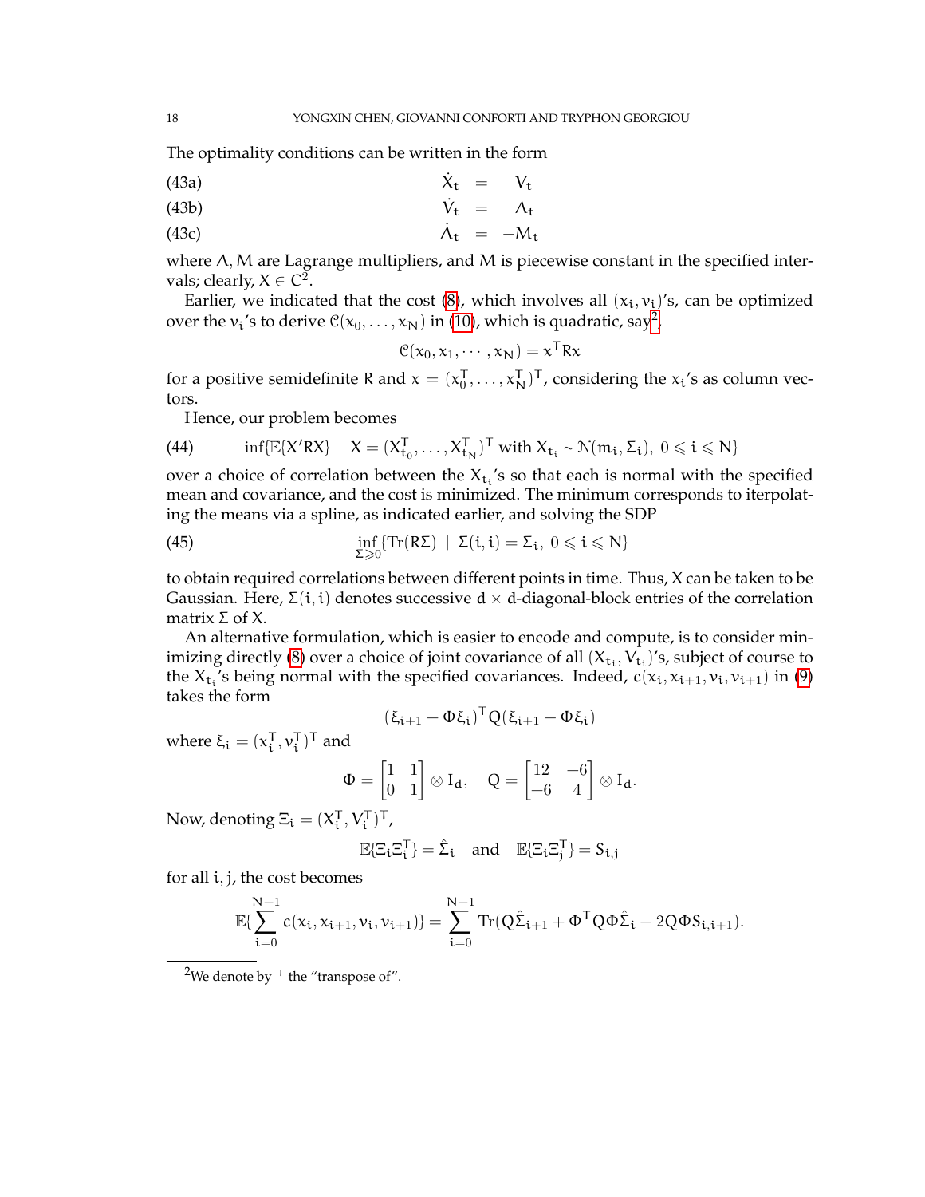The optimality conditions can be written in the form

$$\dot{X}_t = V_t \tag{43a}$$

$$\dot{V}_t = \Lambda_t \tag{43b}$$

$$\dot{\Lambda}_t = -M_t \tag{43c}$$

where $\Lambda, M$ are Lagrange multipliers, and $M$ is piecewise constant in the specified intervals; clearly, $X \in C^2$.

Earlier, we indicated that the cost (8), which involves all $(x_i, v_i)$'s, can be optimized over the $v_i$'s to derive $\mathcal{C}(x_0, \ldots, x_N)$ in (10), which is quadratic, say[2],

$$\mathcal{C}(x_0, x_1, \cdots, x_N) = x^T R x$$

for a positive semidefinite $R$ and $x = (x_0^T, \ldots, x_N^T)^T$, considering the $x_i$'s as column vectors.

Hence, our problem becomes

$$\inf\{\mathbb{E}\{X' R X\} \mid X = (X_{t_0}^T, \ldots, X_{t_N}^T)^T \text{ with } X_{t_i} \sim \mathcal{N}(m_i, \Sigma_i),\ 0 \leqslant i \leqslant N\} \tag{44}$$

over a choice of correlation between the $X_{t_i}$'s so that each is normal with the specified mean and covariance, and the cost is minimized. The minimum corresponds to iterpolating the means via a spline, as indicated earlier, and solving the SDP

$$\inf_{\Sigma \geqslant 0}\{\mathrm{Tr}(R\Sigma) \mid \Sigma(i,i) = \Sigma_i,\ 0 \leqslant i \leqslant N\} \tag{45}$$

to obtain required correlations between different points in time. Thus, $X$ can be taken to be Gaussian. Here, $\Sigma(i,i)$ denotes successive $d \times d$-diagonal-block entries of the correlation matrix $\Sigma$ of $X$.

An alternative formulation, which is easier to encode and compute, is to consider minimizing directly (8) over a choice of joint covariance of all $(X_{t_i}, V_{t_i})$'s, subject of course to the $X_{t_i}$'s being normal with the specified covariances. Indeed, $c(x_i, x_{i+1}, v_i, v_{i+1})$ in (9) takes the form

$$(\xi_{i+1} - \Phi \xi_i)^T Q (\xi_{i+1} - \Phi \xi_i)$$

where $\xi_i = (x_i^T, v_i^T)^T$ and

$$\Phi = \begin{bmatrix} 1 & 1 \\ 0 & 1 \end{bmatrix} \otimes I_d, \quad Q = \begin{bmatrix} 12 & -6 \\ -6 & 4 \end{bmatrix} \otimes I_d.$$

Now, denoting $\Xi_i = (X_i^T, V_i^T)^T$,

$$\mathbb{E}\{\Xi_i \Xi_i^T\} = \hat{\Sigma}_i \quad \text{and} \quad \mathbb{E}\{\Xi_i \Xi_j^T\} = S_{i,j}$$

for all $i, j$, the cost becomes

$$\mathbb{E}\{\sum_{i=0}^{N-1} c(x_i, x_{i+1}, v_i, v_{i+1})\} = \sum_{i=0}^{N-1} \mathrm{Tr}(Q\hat{\Sigma}_{i+1} + \Phi^T Q \Phi \hat{\Sigma}_i - 2Q\Phi S_{i,i+1}).$$

---

[2] We denote by $^T$ the "transpose of".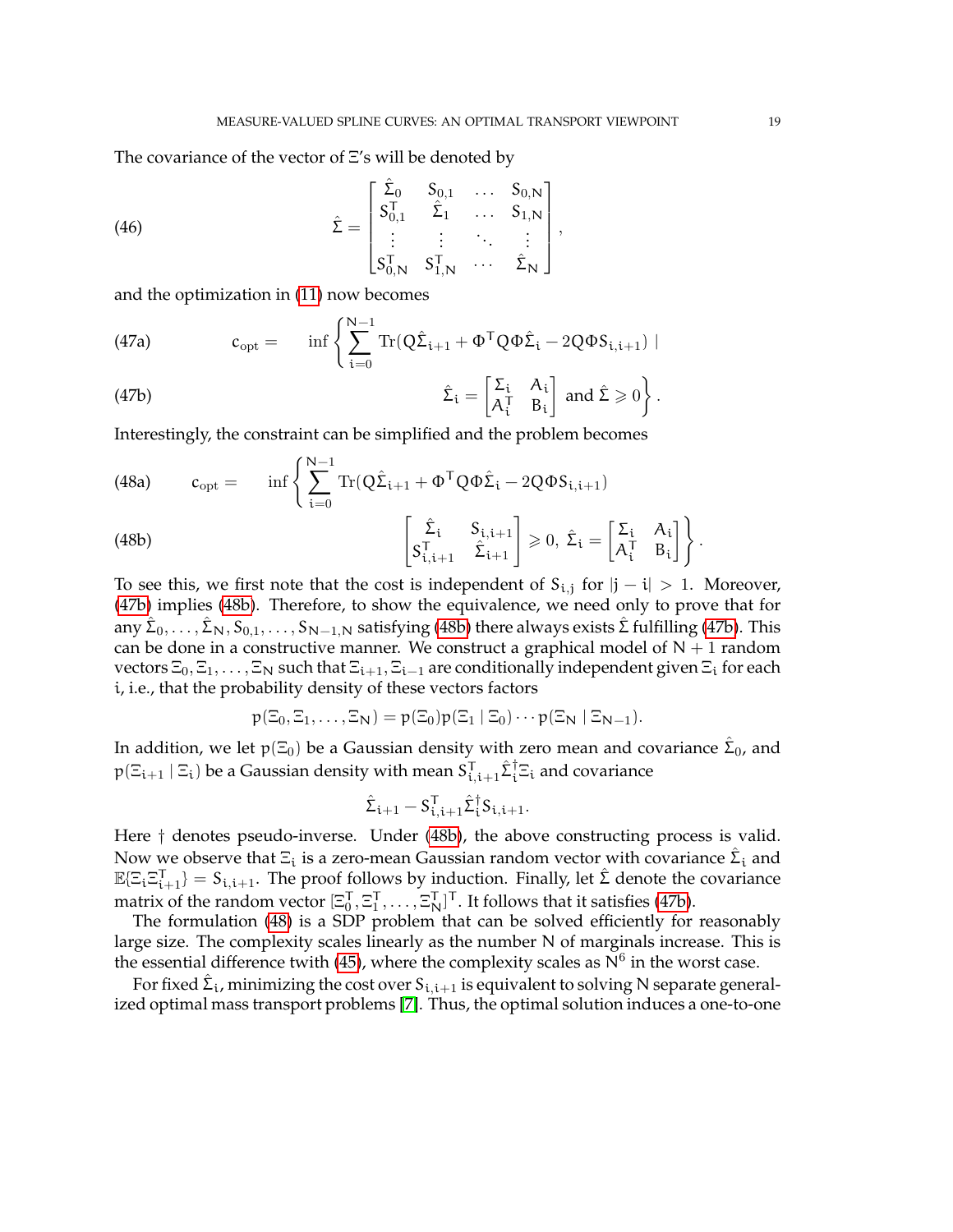The covariance of the vector of $\Xi$'s will be denoted by

$$
\hat{\Sigma} = \begin{bmatrix} \hat{\Sigma}_0 & S_{0,1} & \dots & S_{0,N} \\ S_{0,1}^T & \hat{\Sigma}_1 & \dots & S_{1,N} \\ \vdots & \vdots & \ddots & \vdots \\ S_{0,N}^T & S_{1,N}^T & \cdots & \hat{\Sigma}_N \end{bmatrix}, \tag{46}
$$

and the optimization in (11) now becomes

$$
c_{\text{opt}} = \inf \left\{ \sum_{i=0}^{N-1} \text{Tr}(Q\hat{\Sigma}_{i+1} + \Phi^T Q \Phi \hat{\Sigma}_i - 2Q\Phi S_{i,i+1}) \mid \right. \tag{47a}
$$

$$
\left. \hat{\Sigma}_i = \begin{bmatrix} \Sigma_i & A_i \\ A_i^T & B_i \end{bmatrix} \text{ and } \hat{\Sigma} \geqslant 0 \right\}. \tag{47b}
$$

Interestingly, the constraint can be simplified and the problem becomes

$$
c_{\text{opt}} = \inf \left\{ \sum_{i=0}^{N-1} \text{Tr}(Q\hat{\Sigma}_{i+1} + \Phi^T Q \Phi \hat{\Sigma}_i - 2Q\Phi S_{i,i+1}) \right. \tag{48a}
$$

$$
\left. \begin{bmatrix} \hat{\Sigma}_i & S_{i,i+1} \\ S_{i,i+1}^T & \hat{\Sigma}_{i+1} \end{bmatrix} \geqslant 0,\ \hat{\Sigma}_i = \begin{bmatrix} \Sigma_i & A_i \\ A_i^T & B_i \end{bmatrix} \right\}. \tag{48b}
$$

To see this, we first note that the cost is independent of $S_{i,j}$ for $|j-i| > 1$. Moreover, (47b) implies (48b). Therefore, to show the equivalence, we need only to prove that for any $\hat{\Sigma}_0, \dots, \hat{\Sigma}_N, S_{0,1}, \dots, S_{N-1,N}$ satisfying (48b) there always exists $\hat{\Sigma}$ fulfilling (47b). This can be done in a constructive manner. We construct a graphical model of $N+1$ random vectors $\Xi_0, \Xi_1, \dots, \Xi_N$ such that $\Xi_{i+1}, \Xi_{i-1}$ are conditionally independent given $\Xi_i$ for each $i$, i.e., that the probability density of these vectors factors

$$
p(\Xi_0, \Xi_1, \dots, \Xi_N) = p(\Xi_0)p(\Xi_1 \mid \Xi_0) \cdots p(\Xi_N \mid \Xi_{N-1}).
$$

In addition, we let $p(\Xi_0)$ be a Gaussian density with zero mean and covariance $\hat{\Sigma}_0$, and $p(\Xi_{i+1} \mid \Xi_i)$ be a Gaussian density with mean $S_{i,i+1}^T \hat{\Sigma}_i^\dagger \Xi_i$ and covariance

$$
\hat{\Sigma}_{i+1} - S_{i,i+1}^T \hat{\Sigma}_i^\dagger S_{i,i+1}.
$$

Here $\dagger$ denotes pseudo-inverse. Under (48b), the above constructing process is valid. Now we observe that $\Xi_i$ is a zero-mean Gaussian random vector with covariance $\hat{\Sigma}_i$ and $\mathbb{E}\{\Xi_i \Xi_{i+1}^T\} = S_{i,i+1}$. The proof follows by induction. Finally, let $\hat{\Sigma}$ denote the covariance matrix of the random vector $[\Xi_0^T, \Xi_1^T, \dots, \Xi_N^T]^T$. It follows that it satisfies (47b).

The formulation (48) is a SDP problem that can be solved efficiently for reasonably large size. The complexity scales linearly as the number $N$ of marginals increase. This is the essential difference twith (45), where the complexity scales as $N^6$ in the worst case.

For fixed $\hat{\Sigma}_i$, minimizing the cost over $S_{i,i+1}$ is equivalent to solving $N$ separate generalized optimal mass transport problems [7]. Thus, the optimal solution induces a one-to-one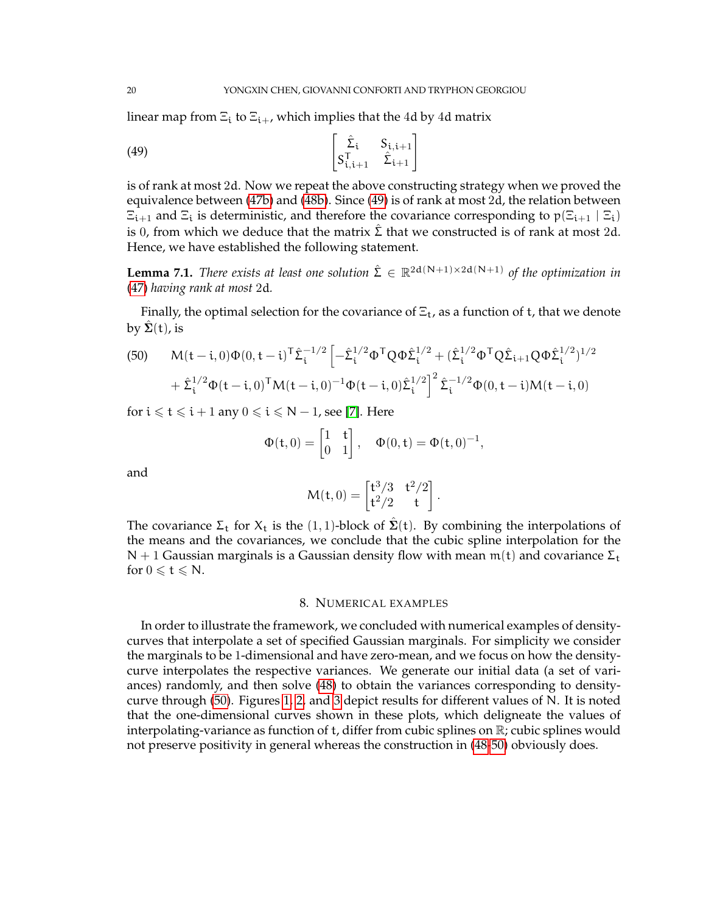linear map from $\Xi_i$ to $\Xi_{i+}$, which implies that the $4d$ by $4d$ matrix

$$
\begin{bmatrix} \hat{\Sigma}_i & S_{i,i+1} \\ S_{i,i+1}^T & \hat{\Sigma}_{i+1} \end{bmatrix} \tag{49}
$$

is of rank at most $2d$. Now we repeat the above constructing strategy when we proved the equivalence between (47b) and (48b). Since (49) is of rank at most $2d$, the relation between $\Xi_{i+1}$ and $\Xi_i$ is deterministic, and therefore the covariance corresponding to $p(\Xi_{i+1} \mid \Xi_i)$ is $0$, from which we deduce that the matrix $\hat{\Sigma}$ that we constructed is of rank at most $2d$. Hence, we have established the following statement.

**Lemma 7.1.** *There exists at least one solution $\hat{\Sigma} \in \mathbb{R}^{2d(N+1)\times 2d(N+1)}$ of the optimization in (47) having rank at most $2d$.*

Finally, the optimal selection for the covariance of $\Xi_t$, as a function of $t$, that we denote by $\hat{\mathbf{\Sigma}}(t)$, is

$$
\begin{aligned}
(50) \qquad & M(t-i,0)\Phi(0,t-i)^T\hat{\Sigma}_i^{-1/2}\Big[-\hat{\Sigma}_i^{1/2}\Phi^T Q\Phi\hat{\Sigma}_i^{1/2} + (\hat{\Sigma}_i^{1/2}\Phi^T Q\hat{\Sigma}_{i+1}Q\Phi\hat{\Sigma}_i^{1/2})^{1/2} \\
& + \hat{\Sigma}_i^{1/2}\Phi(t-i,0)^T M(t-i,0)^{-1}\Phi(t-i,0)\hat{\Sigma}_i^{1/2}\Big]^2 \hat{\Sigma}_i^{-1/2}\Phi(0,t-i)M(t-i,0)
\end{aligned}
$$

for $i \leqslant t \leqslant i+1$ any $0 \leqslant i \leqslant N-1$, see [7]. Here

$$
\Phi(t,0) = \begin{bmatrix} 1 & t \\ 0 & 1 \end{bmatrix}, \quad \Phi(0,t) = \Phi(t,0)^{-1},
$$

and

$$
M(t,0) = \begin{bmatrix} t^3/3 & t^2/2 \\ t^2/2 & t \end{bmatrix}.
$$

The covariance $\Sigma_t$ for $X_t$ is the $(1,1)$-block of $\hat{\mathbf{\Sigma}}(t)$. By combining the interpolations of the means and the covariances, we conclude that the cubic spline interpolation for the $N+1$ Gaussian marginals is a Gaussian density flow with mean $m(t)$ and covariance $\Sigma_t$ for $0 \leqslant t \leqslant N$.

## 8. Numerical examples

In order to illustrate the framework, we concluded with numerical examples of density-curves that interpolate a set of specified Gaussian marginals. For simplicity we consider the marginals to be 1-dimensional and have zero-mean, and we focus on how the density-curve interpolates the respective variances. We generate our initial data (a set of variances) randomly, and then solve (48) to obtain the variances corresponding to density-curve through (50). Figures 1, 2, and 3 depict results for different values of N. It is noted that the one-dimensional curves shown in these plots, which deligneate the values of interpolating-variance as function of t, differ from cubic splines on $\mathbb{R}$; cubic splines would not preserve positivity in general whereas the construction in (48-50) obviously does.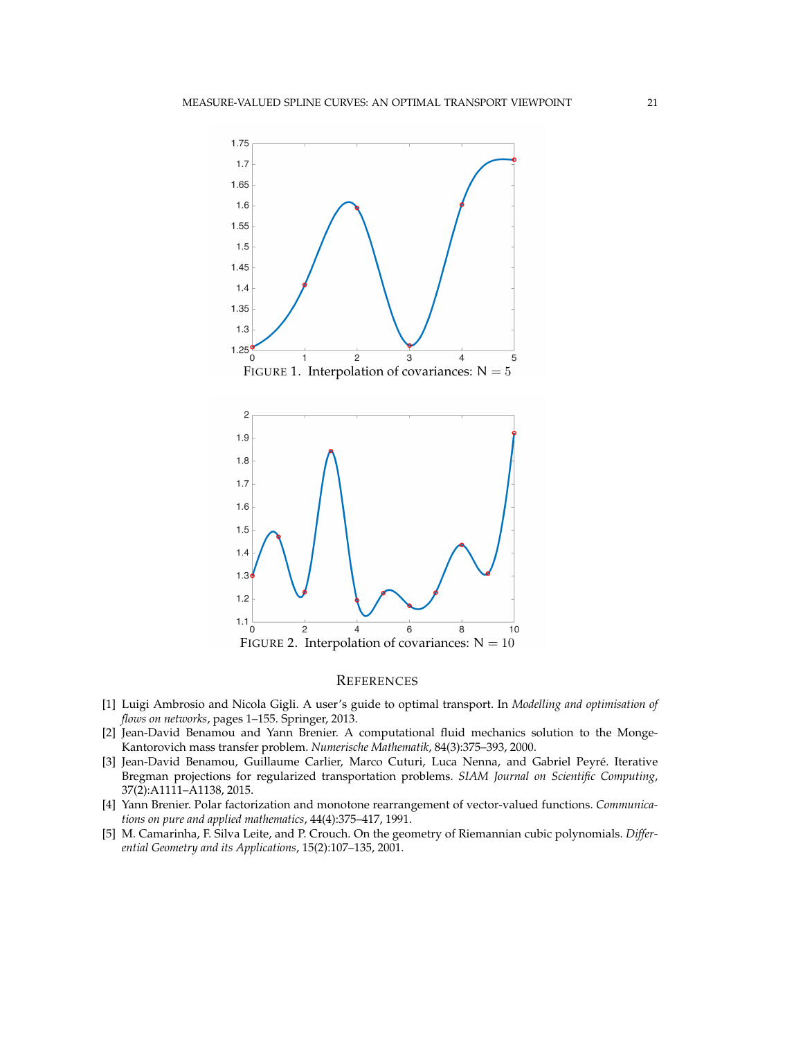FIGURE 1. Interpolation of covariances: $N = 5$

FIGURE 2. Interpolation of covariances: $N = 10$

## REFERENCES

[1] Luigi Ambrosio and Nicola Gigli. A user's guide to optimal transport. In *Modelling and optimisation of flows on networks*, pages 1–155. Springer, 2013.

[2] Jean-David Benamou and Yann Brenier. A computational fluid mechanics solution to the Monge-Kantorovich mass transfer problem. *Numerische Mathematik*, 84(3):375–393, 2000.

[3] Jean-David Benamou, Guillaume Carlier, Marco Cuturi, Luca Nenna, and Gabriel Peyré. Iterative Bregman projections for regularized transportation problems. *SIAM Journal on Scientific Computing*, 37(2):A1111–A1138, 2015.

[4] Yann Brenier. Polar factorization and monotone rearrangement of vector-valued functions. *Communications on pure and applied mathematics*, 44(4):375–417, 1991.

[5] M. Camarinha, F. Silva Leite, and P. Crouch. On the geometry of Riemannian cubic polynomials. *Differential Geometry and its Applications*, 15(2):107–135, 2001.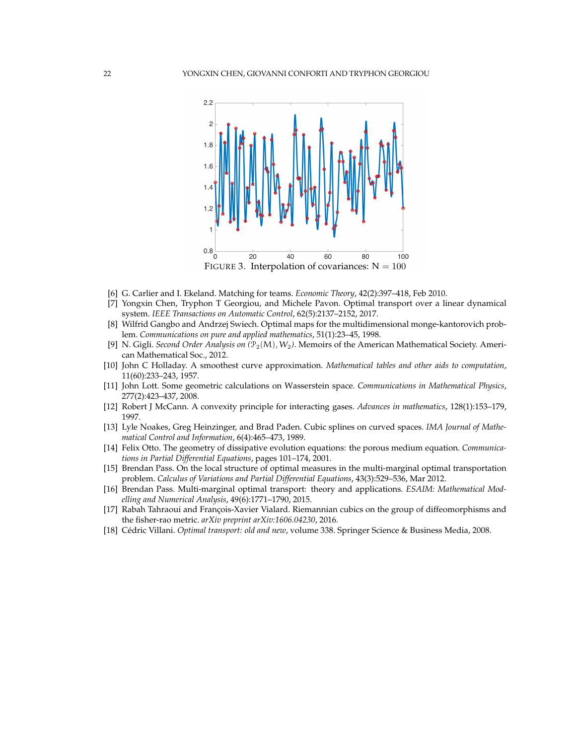2.2
2
1.8
1.6
1.4
1.2
1
0.8
0
20
40
60
80
100

FIGURE 3. Interpolation of covariances: $N = 100$

[6] G. Carlier and I. Ekeland. Matching for teams. *Economic Theory*, 42(2):397–418, Feb 2010.

[7] Yongxin Chen, Tryphon T Georgiou, and Michele Pavon. Optimal transport over a linear dynamical system. *IEEE Transactions on Automatic Control*, 62(5):2137–2152, 2017.

[8] Wilfrid Gangbo and Andrzej Swiech. Optimal maps for the multidimensional monge-kantorovich problem. *Communications on pure and applied mathematics*, 51(1):23–45, 1998.

[9] N. Gigli. *Second Order Analysis on $(\mathcal{P}_2(M), W_2)$*. Memoirs of the American Mathematical Society. American Mathematical Soc., 2012.

[10] John C Holladay. A smoothest curve approximation. *Mathematical tables and other aids to computation*, 11(60):233–243, 1957.

[11] John Lott. Some geometric calculations on Wasserstein space. *Communications in Mathematical Physics*, 277(2):423–437, 2008.

[12] Robert J McCann. A convexity principle for interacting gases. *Advances in mathematics*, 128(1):153–179, 1997.

[13] Lyle Noakes, Greg Heinzinger, and Brad Paden. Cubic splines on curved spaces. *IMA Journal of Mathematical Control and Information*, 6(4):465–473, 1989.

[14] Felix Otto. The geometry of dissipative evolution equations: the porous medium equation. *Communications in Partial Differential Equations*, pages 101–174, 2001.

[15] Brendan Pass. On the local structure of optimal measures in the multi-marginal optimal transportation problem. *Calculus of Variations and Partial Differential Equations*, 43(3):529–536, Mar 2012.

[16] Brendan Pass. Multi-marginal optimal transport: theory and applications. *ESAIM: Mathematical Modelling and Numerical Analysis*, 49(6):1771–1790, 2015.

[17] Rabah Tahraoui and François-Xavier Vialard. Riemannian cubics on the group of diffeomorphisms and the fisher-rao metric. *arXiv preprint arXiv:1606.04230*, 2016.

[18] Cédric Villani. *Optimal transport: old and new*, volume 338. Springer Science & Business Media, 2008.